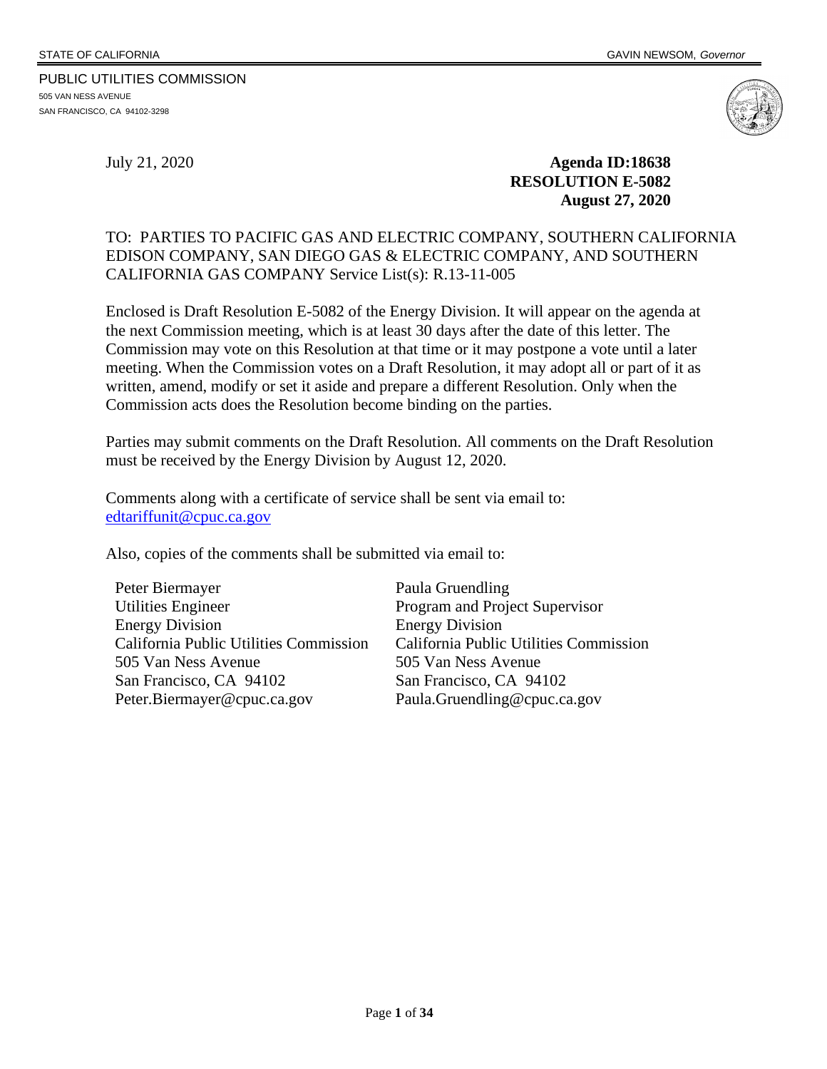STATE OF CALIFORNIA GAVIN NEWSOM, *Governor*

PUBLIC UTILITIES COMMISSION
505 VAN NESS AVENUE
SAN FRANCISCO, CA 94102-3298

July 21, 2020

**Agenda ID:18638**
**RESOLUTION E-5082**
**August 27, 2020**

TO: PARTIES TO PACIFIC GAS AND ELECTRIC COMPANY, SOUTHERN CALIFORNIA EDISON COMPANY, SAN DIEGO GAS & ELECTRIC COMPANY, AND SOUTHERN CALIFORNIA GAS COMPANY Service List(s): R.13-11-005

Enclosed is Draft Resolution E-5082 of the Energy Division. It will appear on the agenda at the next Commission meeting, which is at least 30 days after the date of this letter. The Commission may vote on this Resolution at that time or it may postpone a vote until a later meeting. When the Commission votes on a Draft Resolution, it may adopt all or part of it as written, amend, modify or set it aside and prepare a different Resolution. Only when the Commission acts does the Resolution become binding on the parties.

Parties may submit comments on the Draft Resolution. All comments on the Draft Resolution must be received by the Energy Division by August 12, 2020.

Comments along with a certificate of service shall be sent via email to:
edtariffunit@cpuc.ca.gov

Also, copies of the comments shall be submitted via email to:

Peter Biermayer
Utilities Engineer
Energy Division
California Public Utilities Commission
505 Van Ness Avenue
San Francisco, CA 94102
Peter.Biermayer@cpuc.ca.gov

Paula Gruendling
Program and Project Supervisor
Energy Division
California Public Utilities Commission
505 Van Ness Avenue
San Francisco, CA 94102
Paula.Gruendling@cpuc.ca.gov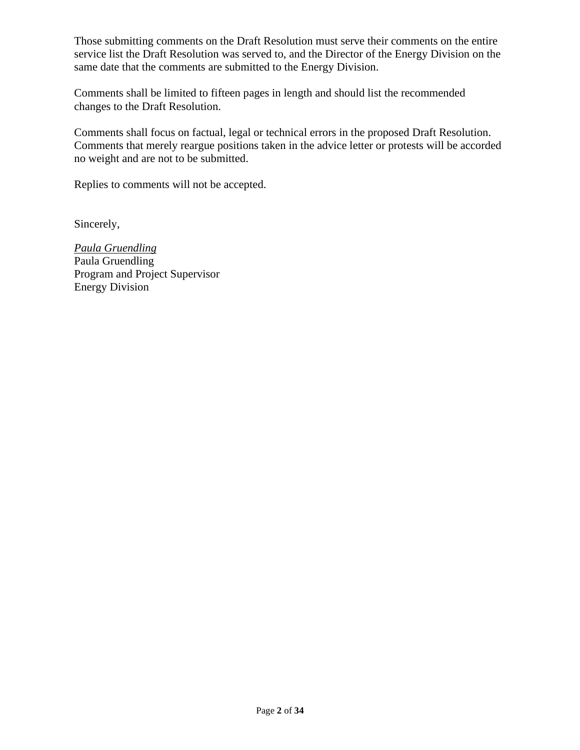Those submitting comments on the Draft Resolution must serve their comments on the entire service list the Draft Resolution was served to, and the Director of the Energy Division on the same date that the comments are submitted to the Energy Division.

Comments shall be limited to fifteen pages in length and should list the recommended changes to the Draft Resolution.

Comments shall focus on factual, legal or technical errors in the proposed Draft Resolution. Comments that merely reargue positions taken in the advice letter or protests will be accorded no weight and are not to be submitted.

Replies to comments will not be accepted.

Sincerely,

*Paula Gruendling*  
Paula Gruendling  
Program and Project Supervisor  
Energy Division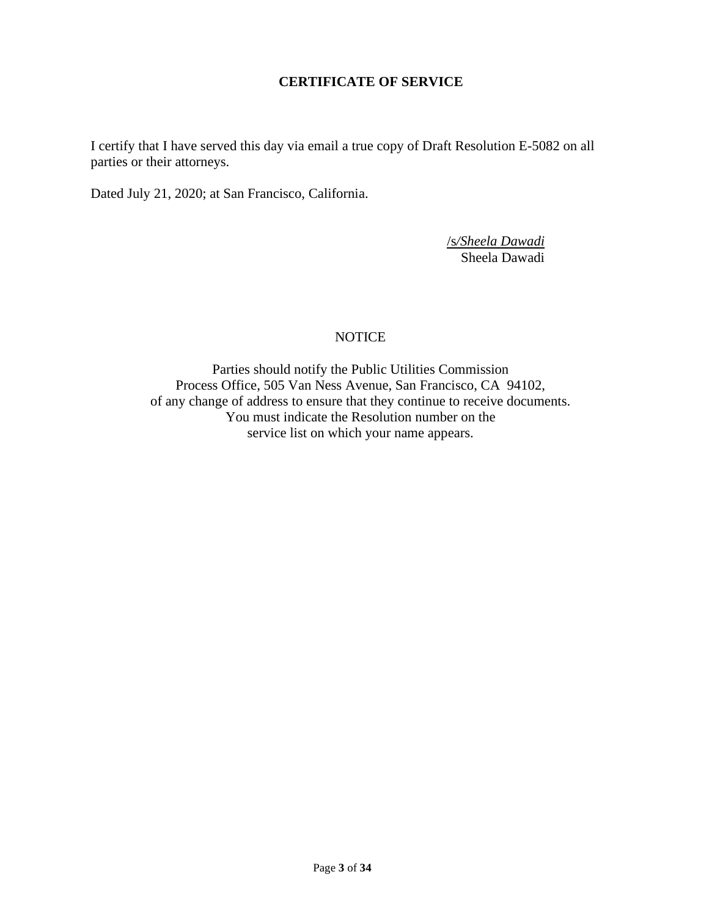# CERTIFICATE OF SERVICE

I certify that I have served this day via email a true copy of Draft Resolution E-5082 on all parties or their attorneys.

Dated July 21, 2020; at San Francisco, California.

/s/*Sheela Dawadi*
Sheela Dawadi

NOTICE

Parties should notify the Public Utilities Commission
Process Office, 505 Van Ness Avenue, San Francisco, CA 94102,
of any change of address to ensure that they continue to receive documents.
You must indicate the Resolution number on the
service list on which your name appears.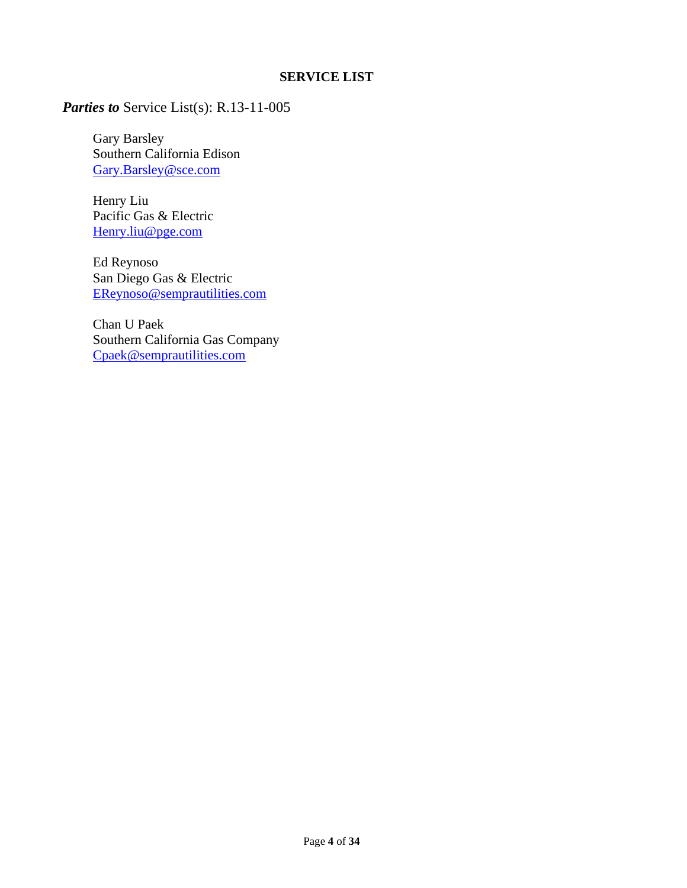**SERVICE LIST**

***Parties to*** Service List(s): R.13-11-005

Gary Barsley
Southern California Edison
Gary.Barsley@sce.com

Henry Liu
Pacific Gas & Electric
Henry.liu@pge.com

Ed Reynoso
San Diego Gas & Electric
EReynoso@semprautilities.com

Chan U Paek
Southern California Gas Company
Cpaek@semprautilities.com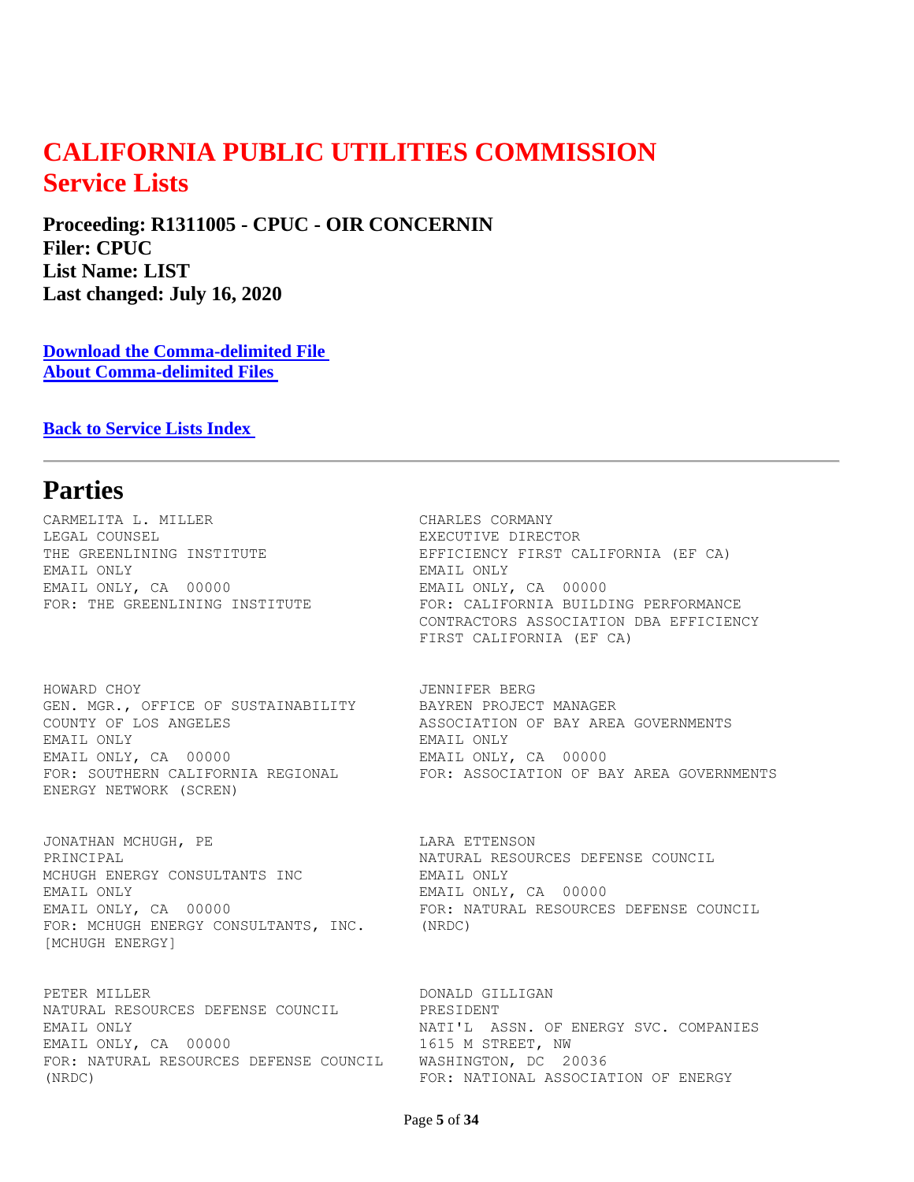# CALIFORNIA PUBLIC UTILITIES COMMISSION
## Service Lists

**Proceeding: R1311005 - CPUC - OIR CONCERNIN**
**Filer: CPUC**
**List Name: LIST**
**Last changed: July 16, 2020**

**Download the Comma-delimited File**
**About Comma-delimited Files**

**Back to Service Lists Index**

---

## Parties

CARMELITA L. MILLER
LEGAL COUNSEL
THE GREENLINING INSTITUTE
EMAIL ONLY
EMAIL ONLY, CA 00000
FOR: THE GREENLINING INSTITUTE

CHARLES CORMANY
EXECUTIVE DIRECTOR
EFFICIENCY FIRST CALIFORNIA (EF CA)
EMAIL ONLY
EMAIL ONLY, CA 00000
FOR: CALIFORNIA BUILDING PERFORMANCE CONTRACTORS ASSOCIATION DBA EFFICIENCY FIRST CALIFORNIA (EF CA)

HOWARD CHOY
GEN. MGR., OFFICE OF SUSTAINABILITY
COUNTY OF LOS ANGELES
EMAIL ONLY
EMAIL ONLY, CA 00000
FOR: SOUTHERN CALIFORNIA REGIONAL ENERGY NETWORK (SCREN)

JENNIFER BERG
BAYREN PROJECT MANAGER
ASSOCIATION OF BAY AREA GOVERNMENTS
EMAIL ONLY
EMAIL ONLY, CA 00000
FOR: ASSOCIATION OF BAY AREA GOVERNMENTS

JONATHAN MCHUGH, PE
PRINCIPAL
MCHUGH ENERGY CONSULTANTS INC
EMAIL ONLY
EMAIL ONLY, CA 00000
FOR: MCHUGH ENERGY CONSULTANTS, INC. [MCHUGH ENERGY]

LARA ETTENSON
NATURAL RESOURCES DEFENSE COUNCIL
EMAIL ONLY
EMAIL ONLY, CA 00000
FOR: NATURAL RESOURCES DEFENSE COUNCIL (NRDC)

PETER MILLER
NATURAL RESOURCES DEFENSE COUNCIL
EMAIL ONLY
EMAIL ONLY, CA 00000
FOR: NATURAL RESOURCES DEFENSE COUNCIL (NRDC)

DONALD GILLIGAN
PRESIDENT
NATI'L ASSN. OF ENERGY SVC. COMPANIES
1615 M STREET, NW
WASHINGTON, DC 20036
FOR: NATIONAL ASSOCIATION OF ENERGY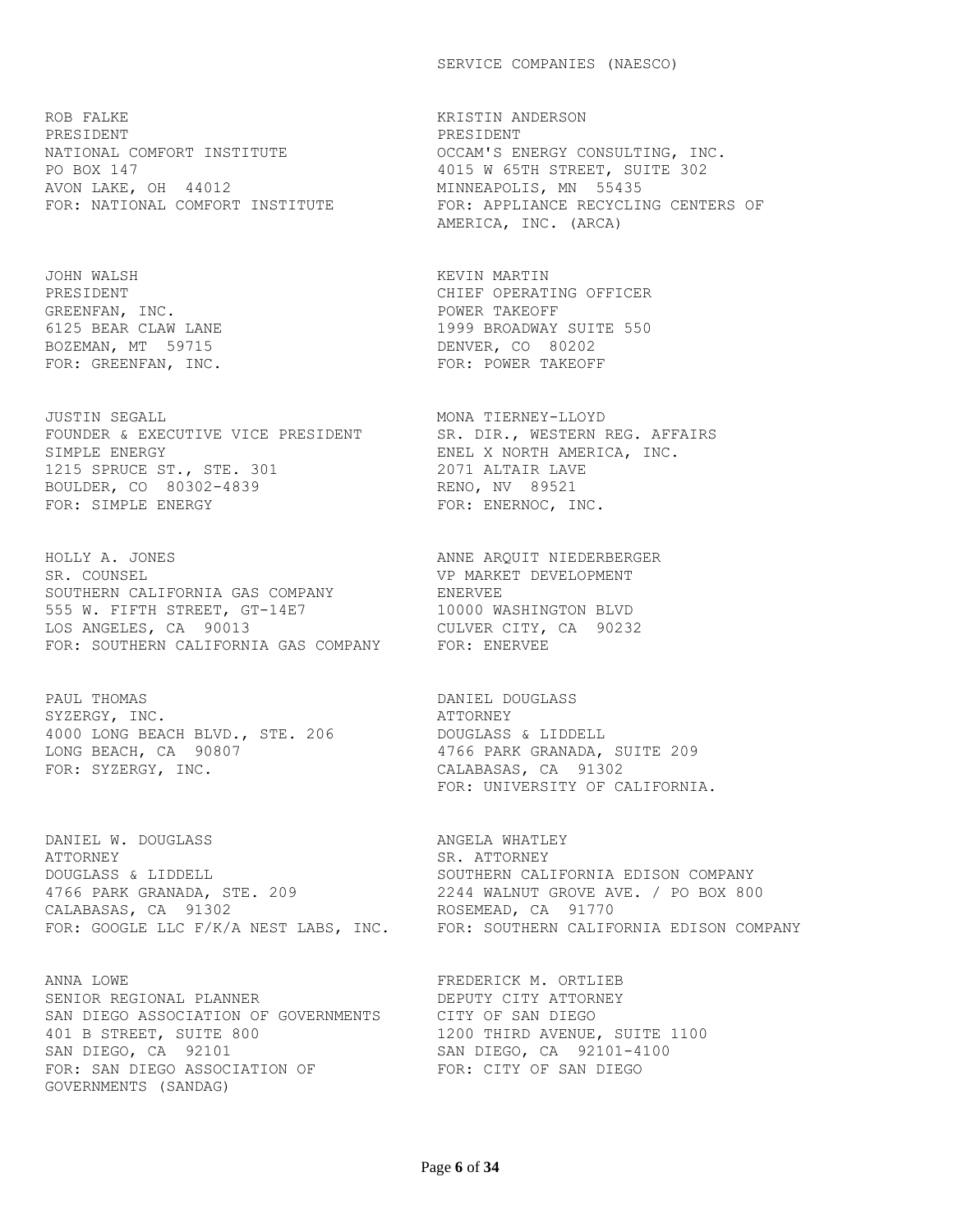SERVICE COMPANIES (NAESCO)

ROB FALKE
PRESIDENT
NATIONAL COMFORT INSTITUTE
PO BOX 147
AVON LAKE, OH 44012
FOR: NATIONAL COMFORT INSTITUTE

KRISTIN ANDERSON
PRESIDENT
OCCAM'S ENERGY CONSULTING, INC.
4015 W 65TH STREET, SUITE 302
MINNEAPOLIS, MN 55435
FOR: APPLIANCE RECYCLING CENTERS OF AMERICA, INC. (ARCA)

JOHN WALSH
PRESIDENT
GREENFAN, INC.
6125 BEAR CLAW LANE
BOZEMAN, MT 59715
FOR: GREENFAN, INC.

KEVIN MARTIN
CHIEF OPERATING OFFICER
POWER TAKEOFF
1999 BROADWAY SUITE 550
DENVER, CO 80202
FOR: POWER TAKEOFF

JUSTIN SEGALL
FOUNDER & EXECUTIVE VICE PRESIDENT
SIMPLE ENERGY
1215 SPRUCE ST., STE. 301
BOULDER, CO 80302-4839
FOR: SIMPLE ENERGY

MONA TIERNEY-LLOYD
SR. DIR., WESTERN REG. AFFAIRS
ENEL X NORTH AMERICA, INC.
2071 ALTAIR LAVE
RENO, NV 89521
FOR: ENERNOC, INC.

HOLLY A. JONES
SR. COUNSEL
SOUTHERN CALIFORNIA GAS COMPANY
555 W. FIFTH STREET, GT-14E7
LOS ANGELES, CA 90013
FOR: SOUTHERN CALIFORNIA GAS COMPANY

ANNE ARQUIT NIEDERBERGER
VP MARKET DEVELOPMENT
ENERVEE
10000 WASHINGTON BLVD
CULVER CITY, CA 90232
FOR: ENERVEE

PAUL THOMAS
SYZERGY, INC.
4000 LONG BEACH BLVD., STE. 206
LONG BEACH, CA 90807
FOR: SYZERGY, INC.

DANIEL DOUGLASS
ATTORNEY
DOUGLASS & LIDDELL
4766 PARK GRANADA, SUITE 209
CALABASAS, CA 91302
FOR: UNIVERSITY OF CALIFORNIA.

DANIEL W. DOUGLASS
ATTORNEY
DOUGLASS & LIDDELL
4766 PARK GRANADA, STE. 209
CALABASAS, CA 91302
FOR: GOOGLE LLC F/K/A NEST LABS, INC.

ANGELA WHATLEY
SR. ATTORNEY
SOUTHERN CALIFORNIA EDISON COMPANY
2244 WALNUT GROVE AVE. / PO BOX 800
ROSEMEAD, CA 91770
FOR: SOUTHERN CALIFORNIA EDISON COMPANY

ANNA LOWE
SENIOR REGIONAL PLANNER
SAN DIEGO ASSOCIATION OF GOVERNMENTS
401 B STREET, SUITE 800
SAN DIEGO, CA 92101
FOR: SAN DIEGO ASSOCIATION OF GOVERNMENTS (SANDAG)

FREDERICK M. ORTLIEB
DEPUTY CITY ATTORNEY
CITY OF SAN DIEGO
1200 THIRD AVENUE, SUITE 1100
SAN DIEGO, CA 92101-4100
FOR: CITY OF SAN DIEGO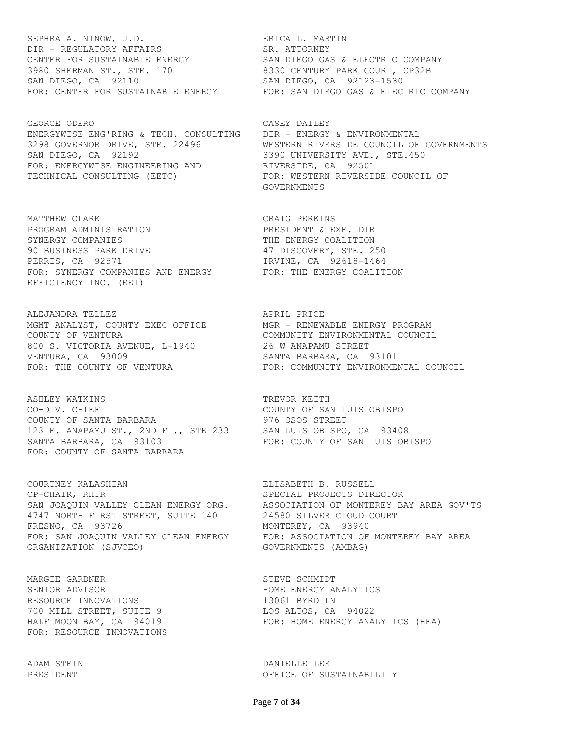SEPHRA A. NINOW, J.D.
DIR - REGULATORY AFFAIRS
CENTER FOR SUSTAINABLE ENERGY
3980 SHERMAN ST., STE. 170
SAN DIEGO, CA 92110
FOR: CENTER FOR SUSTAINABLE ENERGY

ERICA L. MARTIN
SR. ATTORNEY
SAN DIEGO GAS & ELECTRIC COMPANY
8330 CENTURY PARK COURT, CP32B
SAN DIEGO, CA 92123-1530
FOR: SAN DIEGO GAS & ELECTRIC COMPANY

GEORGE ODERO
ENERGYWISE ENG'RING & TECH. CONSULTING
3298 GOVERNOR DRIVE, STE. 22496
SAN DIEGO, CA 92192
FOR: ENERGYWISE ENGINEERING AND TECHNICAL CONSULTING (EETC)

CASEY DAILEY
DIR - ENERGY & ENVIRONMENTAL
WESTERN RIVERSIDE COUNCIL OF GOVERNMENTS
3390 UNIVERSITY AVE., STE.450
RIVERSIDE, CA 92501
FOR: WESTERN RIVERSIDE COUNCIL OF GOVERNMENTS

MATTHEW CLARK
PROGRAM ADMINISTRATION
SYNERGY COMPANIES
90 BUSINESS PARK DRIVE
PERRIS, CA 92571
FOR: SYNERGY COMPANIES AND ENERGY EFFICIENCY INC. (EEI)

CRAIG PERKINS
PRESIDENT & EXE. DIR
THE ENERGY COALITION
47 DISCOVERY, STE. 250
IRVINE, CA 92618-1464
FOR: THE ENERGY COALITION

ALEJANDRA TELLEZ
MGMT ANALYST, COUNTY EXEC OFFICE
COUNTY OF VENTURA
800 S. VICTORIA AVENUE, L-1940
VENTURA, CA 93009
FOR: THE COUNTY OF VENTURA

APRIL PRICE
MGR - RENEWABLE ENERGY PROGRAM
COMMUNITY ENVIRONMENTAL COUNCIL
26 W ANAPAMU STREET
SANTA BARBARA, CA 93101
FOR: COMMUNITY ENVIRONMENTAL COUNCIL

ASHLEY WATKINS
CO-DIV. CHIEF
COUNTY OF SANTA BARBARA
123 E. ANAPAMU ST., 2ND FL., STE 233
SANTA BARBARA, CA 93103
FOR: COUNTY OF SANTA BARBARA

TREVOR KEITH
COUNTY OF SAN LUIS OBISPO
976 OSOS STREET
SAN LUIS OBISPO, CA 93408
FOR: COUNTY OF SAN LUIS OBISPO

COURTNEY KALASHIAN
CP-CHAIR, RHTR
SAN JOAQUIN VALLEY CLEAN ENERGY ORG.
4747 NORTH FIRST STREET, SUITE 140
FRESNO, CA 93726
FOR: SAN JOAQUIN VALLEY CLEAN ENERGY ORGANIZATION (SJVCEO)

ELISABETH B. RUSSELL
SPECIAL PROJECTS DIRECTOR
ASSOCIATION OF MONTEREY BAY AREA GOV'TS
24580 SILVER CLOUD COURT
MONTEREY, CA 93940
FOR: ASSOCIATION OF MONTEREY BAY AREA GOVERNMENTS (AMBAG)

MARGIE GARDNER
SENIOR ADVISOR
RESOURCE INNOVATIONS
700 MILL STREET, SUITE 9
HALF MOON BAY, CA 94019
FOR: RESOURCE INNOVATIONS

STEVE SCHMIDT
HOME ENERGY ANALYTICS
13061 BYRD LN
LOS ALTOS, CA 94022
FOR: HOME ENERGY ANALYTICS (HEA)

ADAM STEIN
PRESIDENT

DANIELLE LEE
OFFICE OF SUSTAINABILITY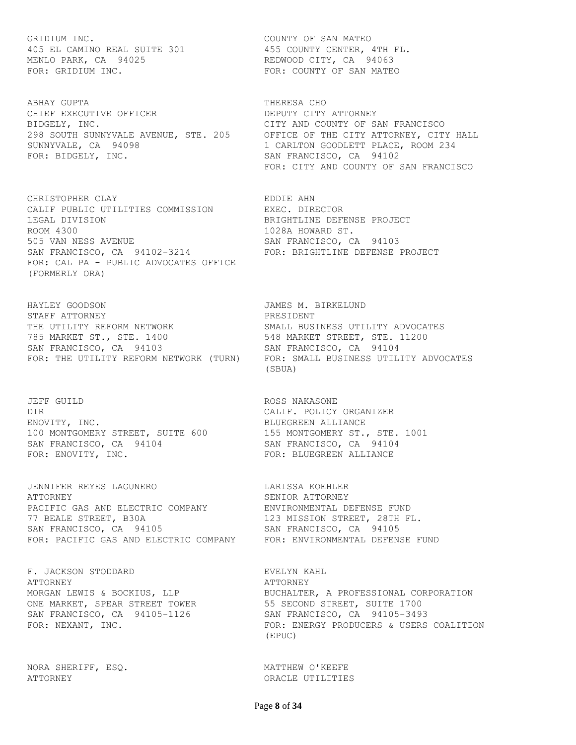GRIDIUM INC.
405 EL CAMINO REAL SUITE 301
MENLO PARK, CA 94025
FOR: GRIDIUM INC.

COUNTY OF SAN MATEO
455 COUNTY CENTER, 4TH FL.
REDWOOD CITY, CA 94063
FOR: COUNTY OF SAN MATEO

ABHAY GUPTA
CHIEF EXECUTIVE OFFICER
BIDGELY, INC.
298 SOUTH SUNNYVALE AVENUE, STE. 205
SUNNYVALE, CA 94098
FOR: BIDGELY, INC.

THERESA CHO
DEPUTY CITY ATTORNEY
CITY AND COUNTY OF SAN FRANCISCO
OFFICE OF THE CITY ATTORNEY, CITY HALL
1 CARLTON GOODLETT PLACE, ROOM 234
SAN FRANCISCO, CA 94102
FOR: CITY AND COUNTY OF SAN FRANCISCO

CHRISTOPHER CLAY
CALIF PUBLIC UTILITIES COMMISSION
LEGAL DIVISION
ROOM 4300
505 VAN NESS AVENUE
SAN FRANCISCO, CA 94102-3214
FOR: CAL PA - PUBLIC ADVOCATES OFFICE (FORMERLY ORA)

EDDIE AHN
EXEC. DIRECTOR
BRIGHTLINE DEFENSE PROJECT
1028A HOWARD ST.
SAN FRANCISCO, CA 94103
FOR: BRIGHTLINE DEFENSE PROJECT

HAYLEY GOODSON
STAFF ATTORNEY
THE UTILITY REFORM NETWORK
785 MARKET ST., STE. 1400
SAN FRANCISCO, CA 94103
FOR: THE UTILITY REFORM NETWORK (TURN)

JAMES M. BIRKELUND
PRESIDENT
SMALL BUSINESS UTILITY ADVOCATES
548 MARKET STREET, STE. 11200
SAN FRANCISCO, CA 94104
FOR: SMALL BUSINESS UTILITY ADVOCATES (SBUA)

JEFF GUILD
DIR
ENOVITY, INC.
100 MONTGOMERY STREET, SUITE 600
SAN FRANCISCO, CA 94104
FOR: ENOVITY, INC.

ROSS NAKASONE
CALIF. POLICY ORGANIZER
BLUEGREEN ALLIANCE
155 MONTGOMERY ST., STE. 1001
SAN FRANCISCO, CA 94104
FOR: BLUEGREEN ALLIANCE

JENNIFER REYES LAGUNERO
ATTORNEY
PACIFIC GAS AND ELECTRIC COMPANY
77 BEALE STREET, B30A
SAN FRANCISCO, CA 94105
FOR: PACIFIC GAS AND ELECTRIC COMPANY

LARISSA KOEHLER
SENIOR ATTORNEY
ENVIRONMENTAL DEFENSE FUND
123 MISSION STREET, 28TH FL.
SAN FRANCISCO, CA 94105
FOR: ENVIRONMENTAL DEFENSE FUND

F. JACKSON STODDARD
ATTORNEY
MORGAN LEWIS & BOCKIUS, LLP
ONE MARKET, SPEAR STREET TOWER
SAN FRANCISCO, CA 94105-1126
FOR: NEXANT, INC.

EVELYN KAHL
ATTORNEY
BUCHALTER, A PROFESSIONAL CORPORATION
55 SECOND STREET, SUITE 1700
SAN FRANCISCO, CA 94105-3493
FOR: ENERGY PRODUCERS & USERS COALITION (EPUC)

NORA SHERIFF, ESQ.
ATTORNEY

MATTHEW O'KEEFE
ORACLE UTILITIES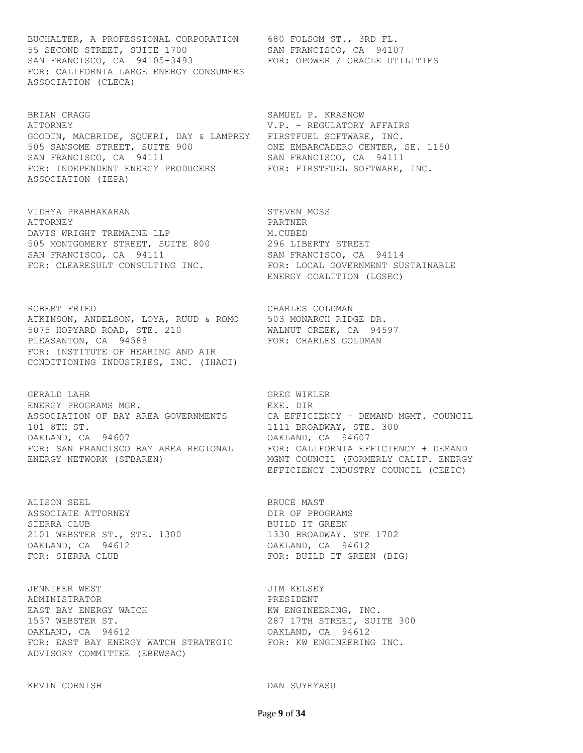BUCHALTER, A PROFESSIONAL CORPORATION
55 SECOND STREET, SUITE 1700
SAN FRANCISCO, CA 94105-3493
FOR: CALIFORNIA LARGE ENERGY CONSUMERS ASSOCIATION (CLECA)

680 FOLSOM ST., 3RD FL.
SAN FRANCISCO, CA 94107
FOR: OPOWER / ORACLE UTILITIES

BRIAN CRAGG
ATTORNEY
GOODIN, MACBRIDE, SQUERI, DAY & LAMPREY
505 SANSOME STREET, SUITE 900
SAN FRANCISCO, CA 94111
FOR: INDEPENDENT ENERGY PRODUCERS ASSOCIATION (IEPA)

SAMUEL P. KRASNOW
V.P. - REGULATORY AFFAIRS
FIRSTFUEL SOFTWARE, INC.
ONE EMBARCADERO CENTER, SE. 1150
SAN FRANCISCO, CA 94111
FOR: FIRSTFUEL SOFTWARE, INC.

VIDHYA PRABHAKARAN
ATTORNEY
DAVIS WRIGHT TREMAINE LLP
505 MONTGOMERY STREET, SUITE 800
SAN FRANCISCO, CA 94111
FOR: CLEARESULT CONSULTING INC.

STEVEN MOSS
PARTNER
M.CUBED
296 LIBERTY STREET
SAN FRANCISCO, CA 94114
FOR: LOCAL GOVERNMENT SUSTAINABLE ENERGY COALITION (LGSEC)

ROBERT FRIED
ATKINSON, ANDELSON, LOYA, RUUD & ROMO
5075 HOPYARD ROAD, STE. 210
PLEASANTON, CA 94588
FOR: INSTITUTE OF HEARING AND AIR CONDITIONING INDUSTRIES, INC. (IHACI)

CHARLES GOLDMAN
503 MONARCH RIDGE DR.
WALNUT CREEK, CA 94597
FOR: CHARLES GOLDMAN

GERALD LAHR
ENERGY PROGRAMS MGR.
ASSOCIATION OF BAY AREA GOVERNMENTS
101 8TH ST.
OAKLAND, CA 94607
FOR: SAN FRANCISCO BAY AREA REGIONAL ENERGY NETWORK (SFBAREN)

GREG WIKLER
EXE. DIR
CA EFFICIENCY + DEMAND MGMT. COUNCIL
1111 BROADWAY, STE. 300
OAKLAND, CA 94607
FOR: CALIFORNIA EFFICIENCY + DEMAND MGNT COUNCIL (FORMERLY CALIF. ENERGY EFFICIENCY INDUSTRY COUNCIL (CEEIC)

ALISON SEEL
ASSOCIATE ATTORNEY
SIERRA CLUB
2101 WEBSTER ST., STE. 1300
OAKLAND, CA 94612
FOR: SIERRA CLUB

BRUCE MAST
DIR OF PROGRAMS
BUILD IT GREEN
1330 BROADWAY. STE 1702
OAKLAND, CA 94612
FOR: BUILD IT GREEN (BIG)

JENNIFER WEST
ADMINISTRATOR
EAST BAY ENERGY WATCH
1537 WEBSTER ST.
OAKLAND, CA 94612
FOR: EAST BAY ENERGY WATCH STRATEGIC ADVISORY COMMITTEE (EBEWSAC)

JIM KELSEY
PRESIDENT
KW ENGINEERING, INC.
287 17TH STREET, SUITE 300
OAKLAND, CA 94612
FOR: KW ENGINEERING INC.

KEVIN CORNISH

DAN SUYEYASU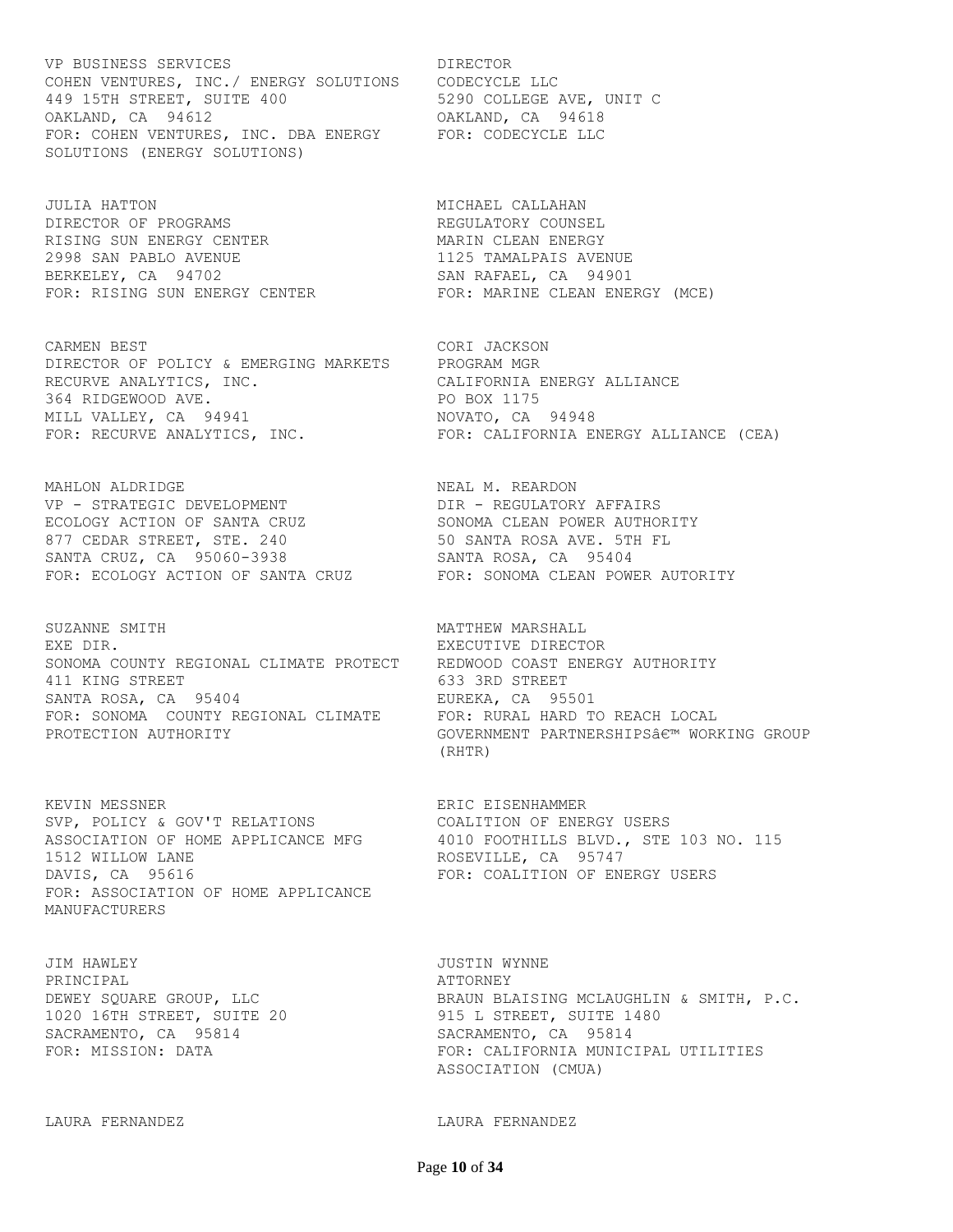VP BUSINESS SERVICES
COHEN VENTURES, INC./ ENERGY SOLUTIONS
449 15TH STREET, SUITE 400
OAKLAND, CA 94612
FOR: COHEN VENTURES, INC. DBA ENERGY SOLUTIONS (ENERGY SOLUTIONS)

DIRECTOR
CODECYCLE LLC
5290 COLLEGE AVE, UNIT C
OAKLAND, CA 94618
FOR: CODECYCLE LLC

JULIA HATTON
DIRECTOR OF PROGRAMS
RISING SUN ENERGY CENTER
2998 SAN PABLO AVENUE
BERKELEY, CA 94702
FOR: RISING SUN ENERGY CENTER

MICHAEL CALLAHAN
REGULATORY COUNSEL
MARIN CLEAN ENERGY
1125 TAMALPAIS AVENUE
SAN RAFAEL, CA 94901
FOR: MARINE CLEAN ENERGY (MCE)

CARMEN BEST
DIRECTOR OF POLICY & EMERGING MARKETS
RECURVE ANALYTICS, INC.
364 RIDGEWOOD AVE.
MILL VALLEY, CA 94941
FOR: RECURVE ANALYTICS, INC.

CORI JACKSON
PROGRAM MGR
CALIFORNIA ENERGY ALLIANCE
PO BOX 1175
NOVATO, CA 94948
FOR: CALIFORNIA ENERGY ALLIANCE (CEA)

MAHLON ALDRIDGE
VP - STRATEGIC DEVELOPMENT
ECOLOGY ACTION OF SANTA CRUZ
877 CEDAR STREET, STE. 240
SANTA CRUZ, CA 95060-3938
FOR: ECOLOGY ACTION OF SANTA CRUZ

NEAL M. REARDON
DIR - REGULATORY AFFAIRS
SONOMA CLEAN POWER AUTHORITY
50 SANTA ROSA AVE. 5TH FL
SANTA ROSA, CA 95404
FOR: SONOMA CLEAN POWER AUTORITY

SUZANNE SMITH
EXE DIR.
SONOMA COUNTY REGIONAL CLIMATE PROTECT
411 KING STREET
SANTA ROSA, CA 95404
FOR: SONOMA COUNTY REGIONAL CLIMATE PROTECTION AUTHORITY

MATTHEW MARSHALL
EXECUTIVE DIRECTOR
REDWOOD COAST ENERGY AUTHORITY
633 3RD STREET
EUREKA, CA 95501
FOR: RURAL HARD TO REACH LOCAL GOVERNMENT PARTNERSHIPSâ€™ WORKING GROUP (RHTR)

KEVIN MESSNER
SVP, POLICY & GOV'T RELATIONS
ASSOCIATION OF HOME APPLICANCE MFG
1512 WILLOW LANE
DAVIS, CA 95616
FOR: ASSOCIATION OF HOME APPLICANCE MANUFACTURERS

ERIC EISENHAMMER
COALITION OF ENERGY USERS
4010 FOOTHILLS BLVD., STE 103 NO. 115
ROSEVILLE, CA 95747
FOR: COALITION OF ENERGY USERS

JIM HAWLEY
PRINCIPAL
DEWEY SQUARE GROUP, LLC
1020 16TH STREET, SUITE 20
SACRAMENTO, CA 95814
FOR: MISSION: DATA

JUSTIN WYNNE
ATTORNEY
BRAUN BLAISING MCLAUGHLIN & SMITH, P.C.
915 L STREET, SUITE 1480
SACRAMENTO, CA 95814
FOR: CALIFORNIA MUNICIPAL UTILITIES ASSOCIATION (CMUA)

LAURA FERNANDEZ

LAURA FERNANDEZ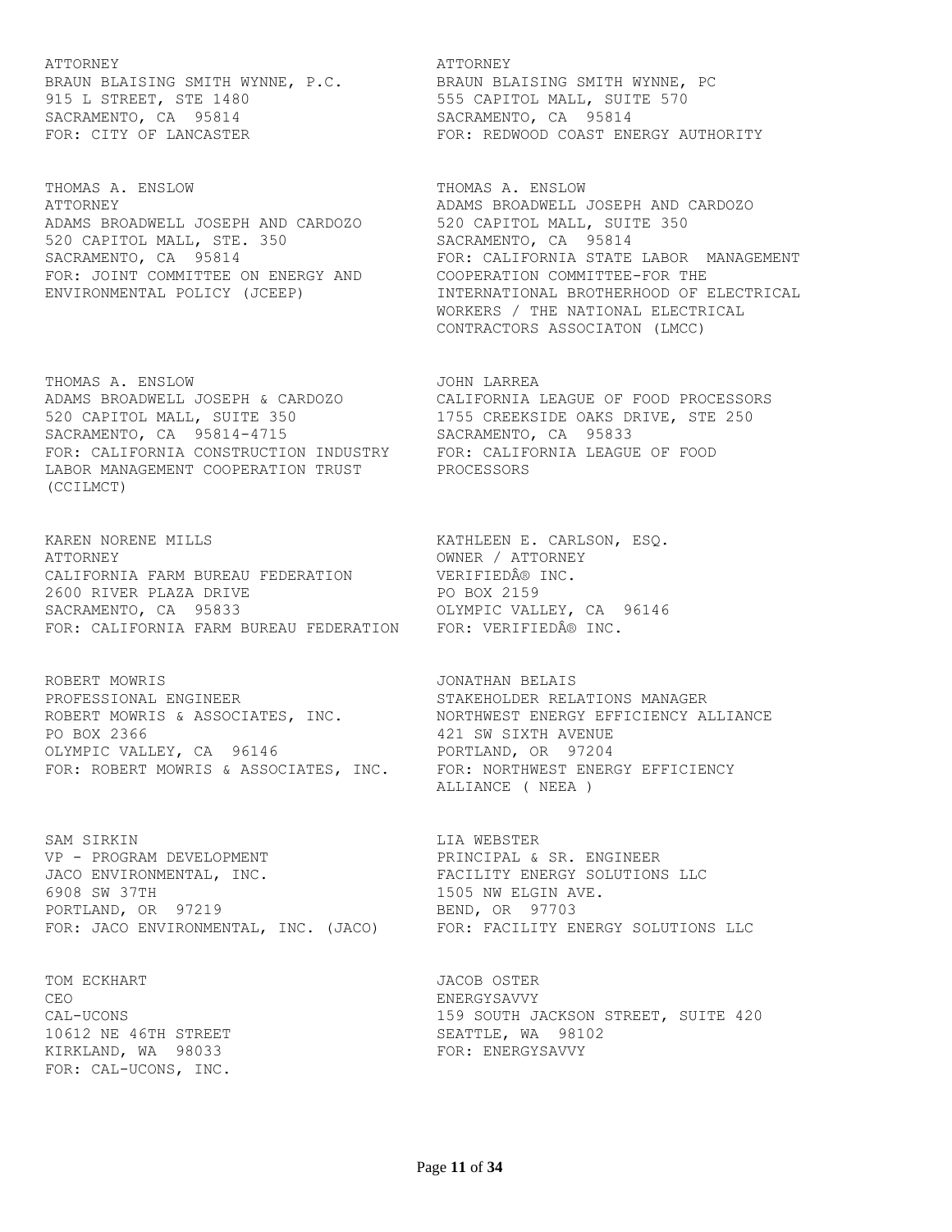ATTORNEY
BRAUN BLAISING SMITH WYNNE, P.C.
915 L STREET, STE 1480
SACRAMENTO, CA 95814
FOR: CITY OF LANCASTER

ATTORNEY
BRAUN BLAISING SMITH WYNNE, PC
555 CAPITOL MALL, SUITE 570
SACRAMENTO, CA 95814
FOR: REDWOOD COAST ENERGY AUTHORITY

THOMAS A. ENSLOW
ATTORNEY
ADAMS BROADWELL JOSEPH AND CARDOZO
520 CAPITOL MALL, STE. 350
SACRAMENTO, CA 95814
FOR: JOINT COMMITTEE ON ENERGY AND ENVIRONMENTAL POLICY (JCEEP)

THOMAS A. ENSLOW
ADAMS BROADWELL JOSEPH AND CARDOZO
520 CAPITOL MALL, SUITE 350
SACRAMENTO, CA 95814
FOR: CALIFORNIA STATE LABOR MANAGEMENT COOPERATION COMMITTEE-FOR THE INTERNATIONAL BROTHERHOOD OF ELECTRICAL WORKERS / THE NATIONAL ELECTRICAL CONTRACTORS ASSOCIATON (LMCC)

THOMAS A. ENSLOW
ADAMS BROADWELL JOSEPH & CARDOZO
520 CAPITOL MALL, SUITE 350
SACRAMENTO, CA 95814-4715
FOR: CALIFORNIA CONSTRUCTION INDUSTRY LABOR MANAGEMENT COOPERATION TRUST (CCILMCT)

JOHN LARREA
CALIFORNIA LEAGUE OF FOOD PROCESSORS
1755 CREEKSIDE OAKS DRIVE, STE 250
SACRAMENTO, CA 95833
FOR: CALIFORNIA LEAGUE OF FOOD PROCESSORS

KAREN NORENE MILLS
ATTORNEY
CALIFORNIA FARM BUREAU FEDERATION
2600 RIVER PLAZA DRIVE
SACRAMENTO, CA 95833
FOR: CALIFORNIA FARM BUREAU FEDERATION

KATHLEEN E. CARLSON, ESQ.
OWNER / ATTORNEY
VERIFIEDÂ® INC.
PO BOX 2159
OLYMPIC VALLEY, CA 96146
FOR: VERIFIEDÂ® INC.

ROBERT MOWRIS
PROFESSIONAL ENGINEER
ROBERT MOWRIS & ASSOCIATES, INC.
PO BOX 2366
OLYMPIC VALLEY, CA 96146
FOR: ROBERT MOWRIS & ASSOCIATES, INC.

JONATHAN BELAIS
STAKEHOLDER RELATIONS MANAGER
NORTHWEST ENERGY EFFICIENCY ALLIANCE
421 SW SIXTH AVENUE
PORTLAND, OR 97204
FOR: NORTHWEST ENERGY EFFICIENCY ALLIANCE ( NEEA )

SAM SIRKIN
VP - PROGRAM DEVELOPMENT
JACO ENVIRONMENTAL, INC.
6908 SW 37TH
PORTLAND, OR 97219
FOR: JACO ENVIRONMENTAL, INC. (JACO)

LIA WEBSTER
PRINCIPAL & SR. ENGINEER
FACILITY ENERGY SOLUTIONS LLC
1505 NW ELGIN AVE.
BEND, OR 97703
FOR: FACILITY ENERGY SOLUTIONS LLC

TOM ECKHART
CEO
CAL-UCONS
10612 NE 46TH STREET
KIRKLAND, WA 98033
FOR: CAL-UCONS, INC.

JACOB OSTER
ENERGYSAVVY
159 SOUTH JACKSON STREET, SUITE 420
SEATTLE, WA 98102
FOR: ENERGYSAVVY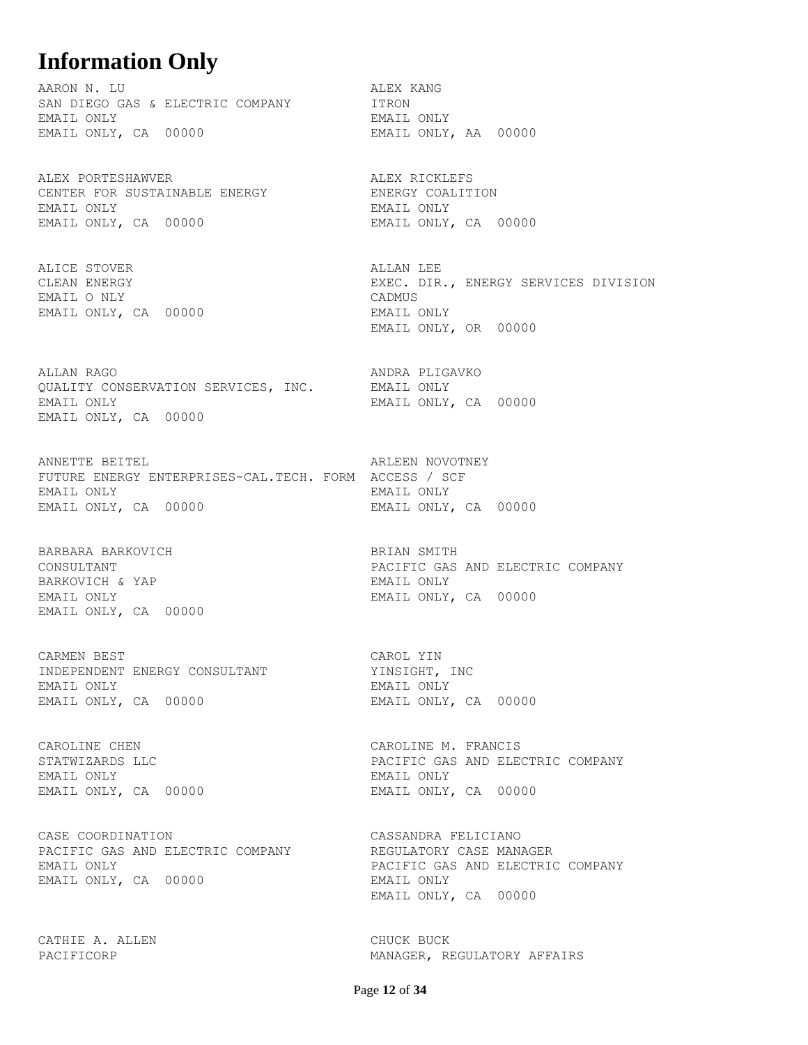# Information Only

AARON N. LU
SAN DIEGO GAS & ELECTRIC COMPANY
EMAIL ONLY
EMAIL ONLY, CA 00000

ALEX KANG
ITRON
EMAIL ONLY
EMAIL ONLY, AA 00000

ALEX PORTESHAWVER
CENTER FOR SUSTAINABLE ENERGY
EMAIL ONLY
EMAIL ONLY, CA 00000

ALEX RICKLEFS
ENERGY COALITION
EMAIL ONLY
EMAIL ONLY, CA 00000

ALICE STOVER
CLEAN ENERGY
EMAIL O NLY
EMAIL ONLY, CA 00000

ALLAN LEE
EXEC. DIR., ENERGY SERVICES DIVISION
CADMUS
EMAIL ONLY
EMAIL ONLY, OR 00000

ALLAN RAGO
QUALITY CONSERVATION SERVICES, INC.
EMAIL ONLY
EMAIL ONLY, CA 00000

ANDRA PLIGAVKO
EMAIL ONLY
EMAIL ONLY, CA 00000

ANNETTE BEITEL
FUTURE ENERGY ENTERPRISES-CAL.TECH. FORM
EMAIL ONLY
EMAIL ONLY, CA 00000

ARLEEN NOVOTNEY
ACCESS / SCF
EMAIL ONLY
EMAIL ONLY, CA 00000

BARBARA BARKOVICH
CONSULTANT
BARKOVICH & YAP
EMAIL ONLY
EMAIL ONLY, CA 00000

BRIAN SMITH
PACIFIC GAS AND ELECTRIC COMPANY
EMAIL ONLY
EMAIL ONLY, CA 00000

CARMEN BEST
INDEPENDENT ENERGY CONSULTANT
EMAIL ONLY
EMAIL ONLY, CA 00000

CAROL YIN
YINSIGHT, INC
EMAIL ONLY
EMAIL ONLY, CA 00000

CAROLINE CHEN
STATWIZARDS LLC
EMAIL ONLY
EMAIL ONLY, CA 00000

CAROLINE M. FRANCIS
PACIFIC GAS AND ELECTRIC COMPANY
EMAIL ONLY
EMAIL ONLY, CA 00000

CASE COORDINATION
PACIFIC GAS AND ELECTRIC COMPANY
EMAIL ONLY
EMAIL ONLY, CA 00000

CASSANDRA FELICIANO
REGULATORY CASE MANAGER
PACIFIC GAS AND ELECTRIC COMPANY
EMAIL ONLY
EMAIL ONLY, CA 00000

CATHIE A. ALLEN
PACIFICORP

CHUCK BUCK
MANAGER, REGULATORY AFFAIRS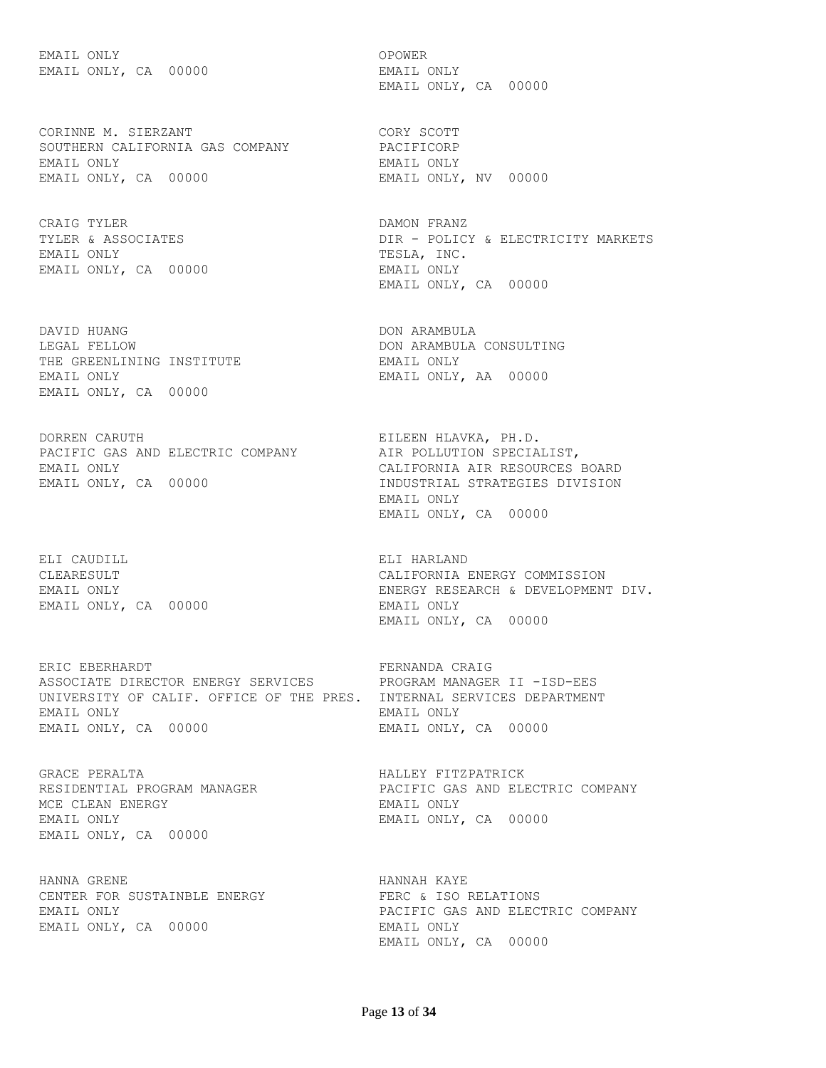EMAIL ONLY
EMAIL ONLY, CA 00000

OPOWER
EMAIL ONLY
EMAIL ONLY, CA 00000

CORINNE M. SIERZANT
SOUTHERN CALIFORNIA GAS COMPANY
EMAIL ONLY
EMAIL ONLY, CA 00000

CORY SCOTT
PACIFICORP
EMAIL ONLY
EMAIL ONLY, NV 00000

CRAIG TYLER
TYLER & ASSOCIATES
EMAIL ONLY
EMAIL ONLY, CA 00000

DAMON FRANZ
DIR - POLICY & ELECTRICITY MARKETS
TESLA, INC.
EMAIL ONLY
EMAIL ONLY, CA 00000

DAVID HUANG
LEGAL FELLOW
THE GREENLINING INSTITUTE
EMAIL ONLY
EMAIL ONLY, CA 00000

DON ARAMBULA
DON ARAMBULA CONSULTING
EMAIL ONLY
EMAIL ONLY, AA 00000

DORREN CARUTH
PACIFIC GAS AND ELECTRIC COMPANY
EMAIL ONLY
EMAIL ONLY, CA 00000

EILEEN HLAVKA, PH.D.
AIR POLLUTION SPECIALIST,
CALIFORNIA AIR RESOURCES BOARD
INDUSTRIAL STRATEGIES DIVISION
EMAIL ONLY
EMAIL ONLY, CA 00000

ELI CAUDILL
CLEARESULT
EMAIL ONLY
EMAIL ONLY, CA 00000

ELI HARLAND
CALIFORNIA ENERGY COMMISSION
ENERGY RESEARCH & DEVELOPMENT DIV.
EMAIL ONLY
EMAIL ONLY, CA 00000

ERIC EBERHARDT
ASSOCIATE DIRECTOR ENERGY SERVICES
UNIVERSITY OF CALIF. OFFICE OF THE PRES.
EMAIL ONLY
EMAIL ONLY, CA 00000

FERNANDA CRAIG
PROGRAM MANAGER II -ISD-EES
INTERNAL SERVICES DEPARTMENT
EMAIL ONLY
EMAIL ONLY, CA 00000

GRACE PERALTA
RESIDENTIAL PROGRAM MANAGER
MCE CLEAN ENERGY
EMAIL ONLY
EMAIL ONLY, CA 00000

HALLEY FITZPATRICK
PACIFIC GAS AND ELECTRIC COMPANY
EMAIL ONLY
EMAIL ONLY, CA 00000

HANNA GRENE
CENTER FOR SUSTAINBLE ENERGY
EMAIL ONLY
EMAIL ONLY, CA 00000

HANNAH KAYE
FERC & ISO RELATIONS
PACIFIC GAS AND ELECTRIC COMPANY
EMAIL ONLY
EMAIL ONLY, CA 00000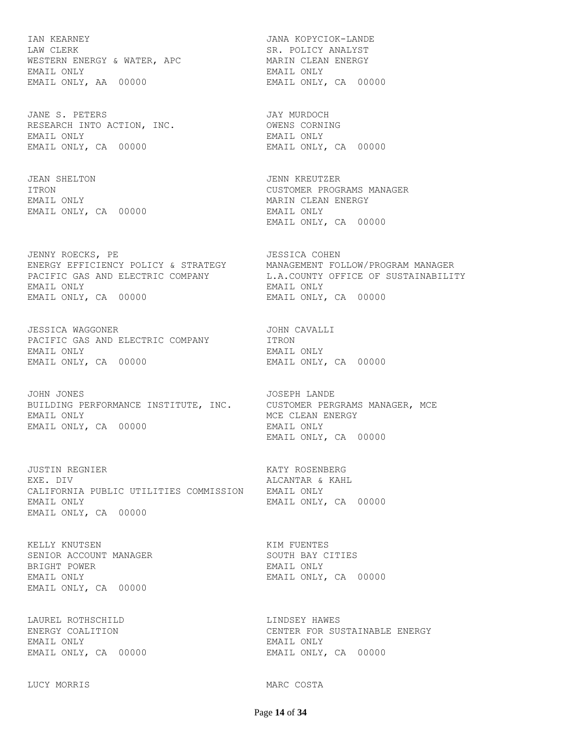IAN KEARNEY
LAW CLERK
WESTERN ENERGY & WATER, APC
EMAIL ONLY
EMAIL ONLY, AA 00000

JANA KOPYCIOK-LANDE
SR. POLICY ANALYST
MARIN CLEAN ENERGY
EMAIL ONLY
EMAIL ONLY, CA 00000

JANE S. PETERS
RESEARCH INTO ACTION, INC.
EMAIL ONLY
EMAIL ONLY, CA 00000

JAY MURDOCH
OWENS CORNING
EMAIL ONLY
EMAIL ONLY, CA 00000

JEAN SHELTON
ITRON
EMAIL ONLY
EMAIL ONLY, CA 00000

JENN KREUTZER
CUSTOMER PROGRAMS MANAGER
MARIN CLEAN ENERGY
EMAIL ONLY
EMAIL ONLY, CA 00000

JENNY ROECKS, PE
ENERGY EFFICIENCY POLICY & STRATEGY
PACIFIC GAS AND ELECTRIC COMPANY
EMAIL ONLY
EMAIL ONLY, CA 00000

JESSICA COHEN
MANAGEMENT FOLLOW/PROGRAM MANAGER
L.A.COUNTY OFFICE OF SUSTAINABILITY
EMAIL ONLY
EMAIL ONLY, CA 00000

JESSICA WAGGONER
PACIFIC GAS AND ELECTRIC COMPANY
EMAIL ONLY
EMAIL ONLY, CA 00000

JOHN CAVALLI
ITRON
EMAIL ONLY
EMAIL ONLY, CA 00000

JOHN JONES
BUILDING PERFORMANCE INSTITUTE, INC.
EMAIL ONLY
EMAIL ONLY, CA 00000

JOSEPH LANDE
CUSTOMER PERGRAMS MANAGER, MCE
MCE CLEAN ENERGY
EMAIL ONLY
EMAIL ONLY, CA 00000

JUSTIN REGNIER
EXE. DIV
CALIFORNIA PUBLIC UTILITIES COMMISSION
EMAIL ONLY
EMAIL ONLY, CA 00000

KATY ROSENBERG
ALCANTAR & KAHL
EMAIL ONLY
EMAIL ONLY, CA 00000

KELLY KNUTSEN
SENIOR ACCOUNT MANAGER
BRIGHT POWER
EMAIL ONLY
EMAIL ONLY, CA 00000

KIM FUENTES
SOUTH BAY CITIES
EMAIL ONLY
EMAIL ONLY, CA 00000

LAUREL ROTHSCHILD
ENERGY COALITION
EMAIL ONLY
EMAIL ONLY, CA 00000

LINDSEY HAWES
CENTER FOR SUSTAINABLE ENERGY
EMAIL ONLY
EMAIL ONLY, CA 00000

LUCY MORRIS

MARC COSTA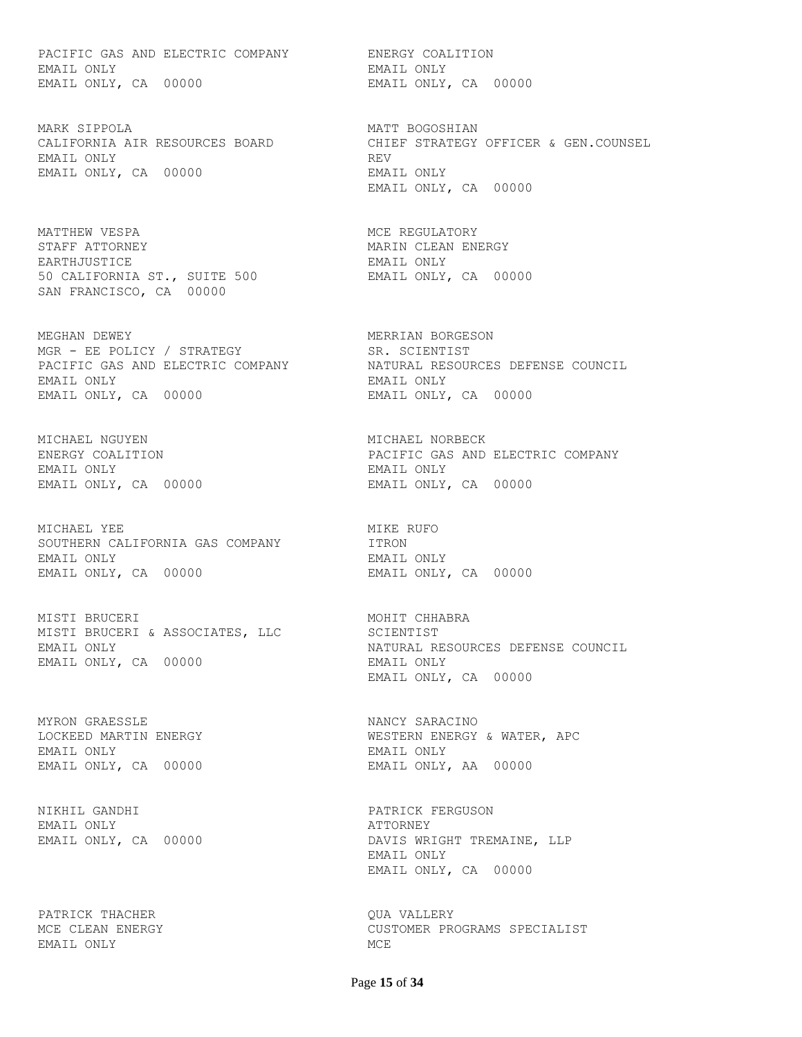PACIFIC GAS AND ELECTRIC COMPANY
EMAIL ONLY
EMAIL ONLY, CA 00000

ENERGY COALITION
EMAIL ONLY
EMAIL ONLY, CA 00000

MARK SIPPOLA
CALIFORNIA AIR RESOURCES BOARD
EMAIL ONLY
EMAIL ONLY, CA 00000

MATT BOGOSHIAN
CHIEF STRATEGY OFFICER & GEN.COUNSEL
REV
EMAIL ONLY
EMAIL ONLY, CA 00000

MATTHEW VESPA
STAFF ATTORNEY
EARTHJUSTICE
50 CALIFORNIA ST., SUITE 500
SAN FRANCISCO, CA 00000

MCE REGULATORY
MARIN CLEAN ENERGY
EMAIL ONLY
EMAIL ONLY, CA 00000

MEGHAN DEWEY
MGR - EE POLICY / STRATEGY
PACIFIC GAS AND ELECTRIC COMPANY
EMAIL ONLY
EMAIL ONLY, CA 00000

MERRIAN BORGESON
SR. SCIENTIST
NATURAL RESOURCES DEFENSE COUNCIL
EMAIL ONLY
EMAIL ONLY, CA 00000

MICHAEL NGUYEN
ENERGY COALITION
EMAIL ONLY
EMAIL ONLY, CA 00000

MICHAEL NORBECK
PACIFIC GAS AND ELECTRIC COMPANY
EMAIL ONLY
EMAIL ONLY, CA 00000

MICHAEL YEE
SOUTHERN CALIFORNIA GAS COMPANY
EMAIL ONLY
EMAIL ONLY, CA 00000

MIKE RUFO
ITRON
EMAIL ONLY
EMAIL ONLY, CA 00000

MISTI BRUCERI
MISTI BRUCERI & ASSOCIATES, LLC
EMAIL ONLY
EMAIL ONLY, CA 00000

MOHIT CHHABRA
SCIENTIST
NATURAL RESOURCES DEFENSE COUNCIL
EMAIL ONLY
EMAIL ONLY, CA 00000

MYRON GRAESSLE
LOCKEED MARTIN ENERGY
EMAIL ONLY
EMAIL ONLY, CA 00000

NANCY SARACINO
WESTERN ENERGY & WATER, APC
EMAIL ONLY
EMAIL ONLY, AA 00000

NIKHIL GANDHI
EMAIL ONLY
EMAIL ONLY, CA 00000

PATRICK FERGUSON
ATTORNEY
DAVIS WRIGHT TREMAINE, LLP
EMAIL ONLY
EMAIL ONLY, CA 00000

PATRICK THACHER
MCE CLEAN ENERGY
EMAIL ONLY

QUA VALLERY
CUSTOMER PROGRAMS SPECIALIST
MCE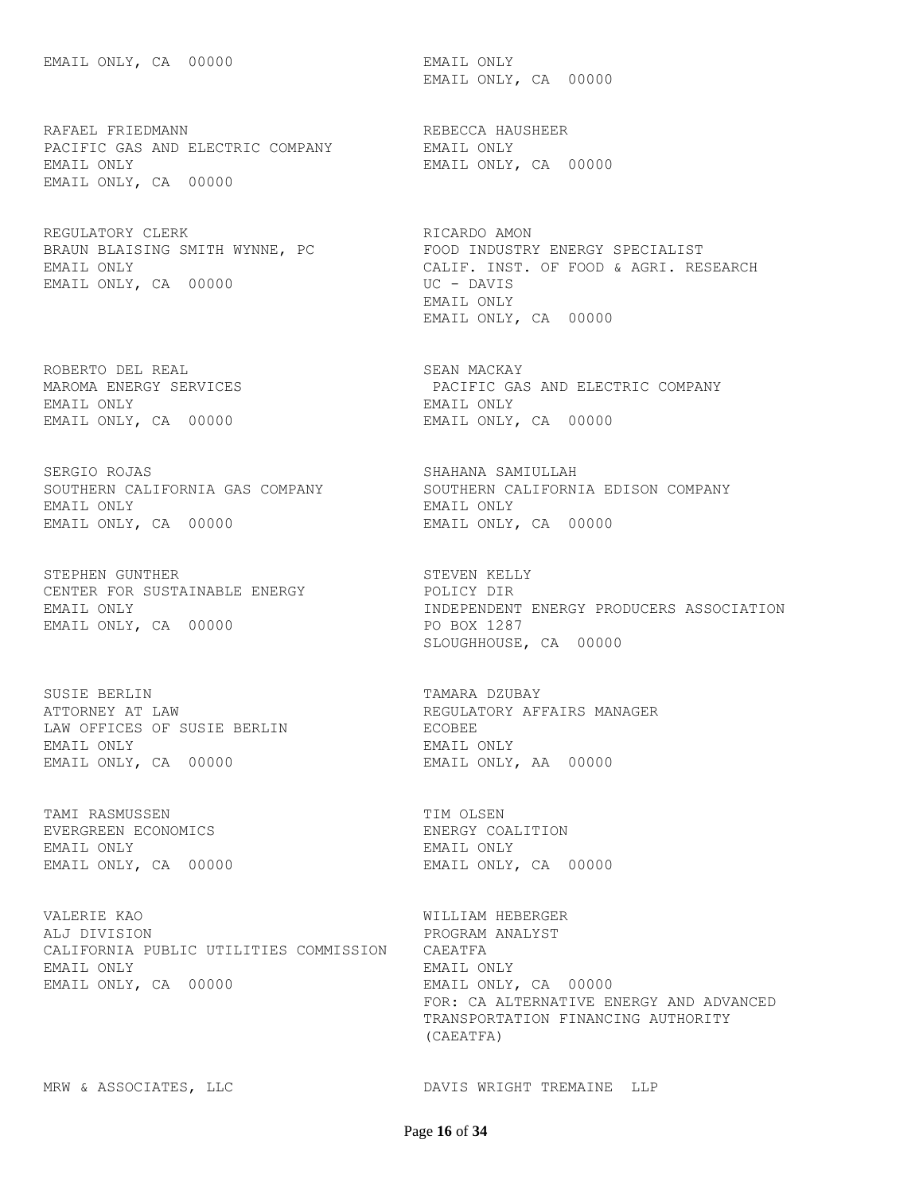EMAIL ONLY, CA 00000

EMAIL ONLY
EMAIL ONLY, CA 00000

RAFAEL FRIEDMANN
PACIFIC GAS AND ELECTRIC COMPANY
EMAIL ONLY
EMAIL ONLY, CA 00000

REBECCA HAUSHEER
EMAIL ONLY
EMAIL ONLY, CA 00000

REGULATORY CLERK
BRAUN BLAISING SMITH WYNNE, PC
EMAIL ONLY
EMAIL ONLY, CA 00000

RICARDO AMON
FOOD INDUSTRY ENERGY SPECIALIST
CALIF. INST. OF FOOD & AGRI. RESEARCH
UC - DAVIS
EMAIL ONLY
EMAIL ONLY, CA 00000

ROBERTO DEL REAL
MAROMA ENERGY SERVICES
EMAIL ONLY
EMAIL ONLY, CA 00000

SEAN MACKAY
PACIFIC GAS AND ELECTRIC COMPANY
EMAIL ONLY
EMAIL ONLY, CA 00000

SERGIO ROJAS
SOUTHERN CALIFORNIA GAS COMPANY
EMAIL ONLY
EMAIL ONLY, CA 00000

SHAHANA SAMIULLAH
SOUTHERN CALIFORNIA EDISON COMPANY
EMAIL ONLY
EMAIL ONLY, CA 00000

STEPHEN GUNTHER
CENTER FOR SUSTAINABLE ENERGY
EMAIL ONLY
EMAIL ONLY, CA 00000

STEVEN KELLY
POLICY DIR
INDEPENDENT ENERGY PRODUCERS ASSOCIATION
PO BOX 1287
SLOUGHHOUSE, CA 00000

SUSIE BERLIN
ATTORNEY AT LAW
LAW OFFICES OF SUSIE BERLIN
EMAIL ONLY
EMAIL ONLY, CA 00000

TAMARA DZUBAY
REGULATORY AFFAIRS MANAGER
ECOBEE
EMAIL ONLY
EMAIL ONLY, AA 00000

TAMI RASMUSSEN
EVERGREEN ECONOMICS
EMAIL ONLY
EMAIL ONLY, CA 00000

TIM OLSEN
ENERGY COALITION
EMAIL ONLY
EMAIL ONLY, CA 00000

VALERIE KAO
ALJ DIVISION
CALIFORNIA PUBLIC UTILITIES COMMISSION
EMAIL ONLY
EMAIL ONLY, CA 00000

WILLIAM HEBERGER
PROGRAM ANALYST
CAEATFA
EMAIL ONLY
EMAIL ONLY, CA 00000
FOR: CA ALTERNATIVE ENERGY AND ADVANCED TRANSPORTATION FINANCING AUTHORITY (CAEATFA)

MRW & ASSOCIATES, LLC

DAVIS WRIGHT TREMAINE LLP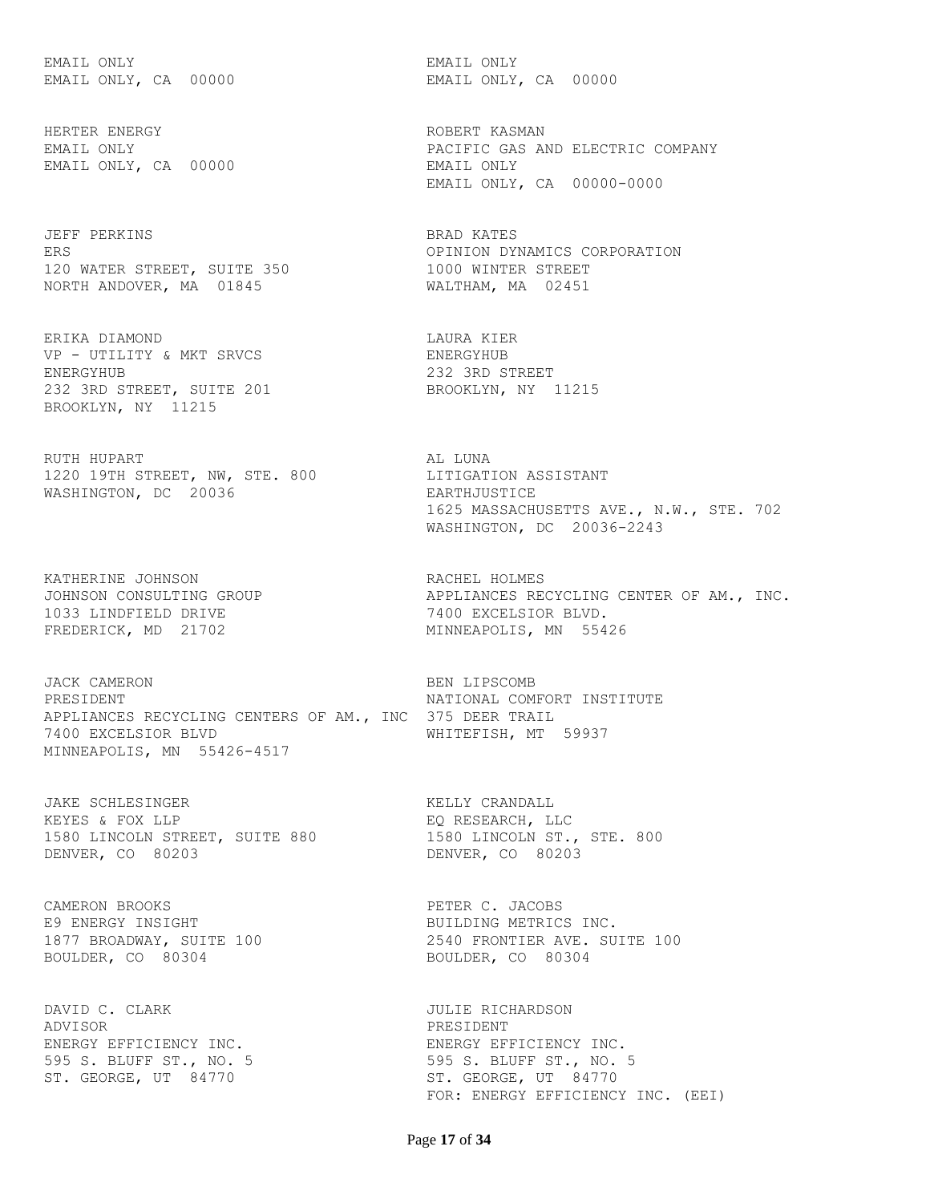EMAIL ONLY
EMAIL ONLY, CA 00000

EMAIL ONLY
EMAIL ONLY, CA 00000

HERTER ENERGY
EMAIL ONLY
EMAIL ONLY, CA 00000

ROBERT KASMAN
PACIFIC GAS AND ELECTRIC COMPANY
EMAIL ONLY
EMAIL ONLY, CA 00000-0000

JEFF PERKINS
ERS
120 WATER STREET, SUITE 350
NORTH ANDOVER, MA 01845

BRAD KATES
OPINION DYNAMICS CORPORATION
1000 WINTER STREET
WALTHAM, MA 02451

ERIKA DIAMOND
VP - UTILITY & MKT SRVCS
ENERGYHUB
232 3RD STREET, SUITE 201
BROOKLYN, NY 11215

LAURA KIER
ENERGYHUB
232 3RD STREET
BROOKLYN, NY 11215

RUTH HUPART
1220 19TH STREET, NW, STE. 800
WASHINGTON, DC 20036

AL LUNA
LITIGATION ASSISTANT
EARTHJUSTICE
1625 MASSACHUSETTS AVE., N.W., STE. 702
WASHINGTON, DC 20036-2243

KATHERINE JOHNSON
JOHNSON CONSULTING GROUP
1033 LINDFIELD DRIVE
FREDERICK, MD 21702

RACHEL HOLMES
APPLIANCES RECYCLING CENTER OF AM., INC.
7400 EXCELSIOR BLVD.
MINNEAPOLIS, MN 55426

JACK CAMERON
PRESIDENT
APPLIANCES RECYCLING CENTERS OF AM., INC
7400 EXCELSIOR BLVD
MINNEAPOLIS, MN 55426-4517

BEN LIPSCOMB
NATIONAL COMFORT INSTITUTE
375 DEER TRAIL
WHITEFISH, MT 59937

JAKE SCHLESINGER
KEYES & FOX LLP
1580 LINCOLN STREET, SUITE 880
DENVER, CO 80203

KELLY CRANDALL
EQ RESEARCH, LLC
1580 LINCOLN ST., STE. 800
DENVER, CO 80203

CAMERON BROOKS
E9 ENERGY INSIGHT
1877 BROADWAY, SUITE 100
BOULDER, CO 80304

PETER C. JACOBS
BUILDING METRICS INC.
2540 FRONTIER AVE. SUITE 100
BOULDER, CO 80304

DAVID C. CLARK
ADVISOR
ENERGY EFFICIENCY INC.
595 S. BLUFF ST., NO. 5
ST. GEORGE, UT 84770

JULIE RICHARDSON
PRESIDENT
ENERGY EFFICIENCY INC.
595 S. BLUFF ST., NO. 5
ST. GEORGE, UT 84770
FOR: ENERGY EFFICIENCY INC. (EEI)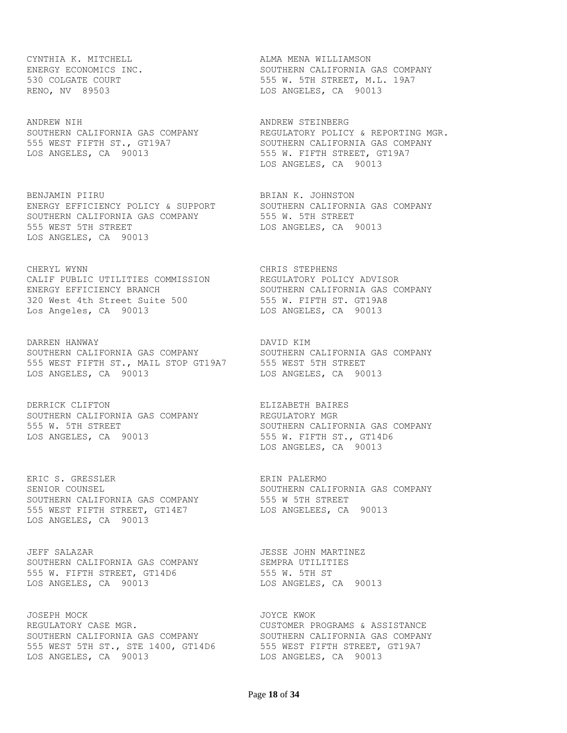CYNTHIA K. MITCHELL
ENERGY ECONOMICS INC.
530 COLGATE COURT
RENO, NV 89503

ALMA MENA WILLIAMSON
SOUTHERN CALIFORNIA GAS COMPANY
555 W. 5TH STREET, M.L. 19A7
LOS ANGELES, CA 90013

ANDREW NIH
SOUTHERN CALIFORNIA GAS COMPANY
555 WEST FIFTH ST., GT19A7
LOS ANGELES, CA 90013

ANDREW STEINBERG
REGULATORY POLICY & REPORTING MGR.
SOUTHERN CALIFORNIA GAS COMPANY
555 W. FIFTH STREET, GT19A7
LOS ANGELES, CA 90013

BENJAMIN PIIRU
ENERGY EFFICIENCY POLICY & SUPPORT
SOUTHERN CALIFORNIA GAS COMPANY
555 WEST 5TH STREET
LOS ANGELES, CA 90013

BRIAN K. JOHNSTON
SOUTHERN CALIFORNIA GAS COMPANY
555 W. 5TH STREET
LOS ANGELES, CA 90013

CHERYL WYNN
CALIF PUBLIC UTILITIES COMMISSION
ENERGY EFFICIENCY BRANCH
320 West 4th Street Suite 500
Los Angeles, CA 90013

CHRIS STEPHENS
REGULATORY POLICY ADVISOR
SOUTHERN CALIFORNIA GAS COMPANY
555 W. FIFTH ST. GT19A8
LOS ANGELES, CA 90013

DARREN HANWAY
SOUTHERN CALIFORNIA GAS COMPANY
555 WEST FIFTH ST., MAIL STOP GT19A7
LOS ANGELES, CA 90013

DAVID KIM
SOUTHERN CALIFORNIA GAS COMPANY
555 WEST 5TH STREET
LOS ANGELES, CA 90013

DERRICK CLIFTON
SOUTHERN CALIFORNIA GAS COMPANY
555 W. 5TH STREET
LOS ANGELES, CA 90013

ELIZABETH BAIRES
REGULATORY MGR
SOUTHERN CALIFORNIA GAS COMPANY
555 W. FIFTH ST., GT14D6
LOS ANGELES, CA 90013

ERIC S. GRESSLER
SENIOR COUNSEL
SOUTHERN CALIFORNIA GAS COMPANY
555 WEST FIFTH STREET, GT14E7
LOS ANGELES, CA 90013

ERIN PALERMO
SOUTHERN CALIFORNIA GAS COMPANY
555 W 5TH STREET
LOS ANGELEES, CA 90013

JEFF SALAZAR
SOUTHERN CALIFORNIA GAS COMPANY
555 W. FIFTH STREET, GT14D6
LOS ANGELES, CA 90013

JESSE JOHN MARTINEZ
SEMPRA UTILITIES
555 W. 5TH ST
LOS ANGELES, CA 90013

JOSEPH MOCK
REGULATORY CASE MGR.
SOUTHERN CALIFORNIA GAS COMPANY
555 WEST 5TH ST., STE 1400, GT14D6
LOS ANGELES, CA 90013

JOYCE KWOK
CUSTOMER PROGRAMS & ASSISTANCE
SOUTHERN CALIFORNIA GAS COMPANY
555 WEST FIFTH STREET, GT19A7
LOS ANGELES, CA 90013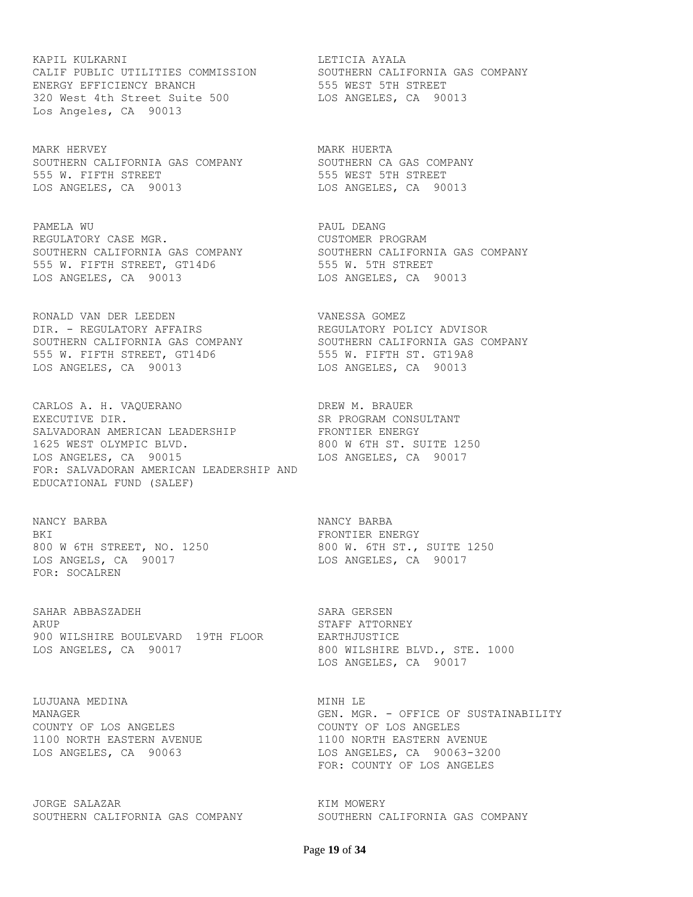KAPIL KULKARNI
CALIF PUBLIC UTILITIES COMMISSION
ENERGY EFFICIENCY BRANCH
320 West 4th Street Suite 500
Los Angeles, CA 90013

LETICIA AYALA
SOUTHERN CALIFORNIA GAS COMPANY
555 WEST 5TH STREET
LOS ANGELES, CA 90013

MARK HERVEY
SOUTHERN CALIFORNIA GAS COMPANY
555 W. FIFTH STREET
LOS ANGELES, CA 90013

MARK HUERTA
SOUTHERN CA GAS COMPANY
555 WEST 5TH STREET
LOS ANGELES, CA 90013

PAMELA WU
REGULATORY CASE MGR.
SOUTHERN CALIFORNIA GAS COMPANY
555 W. FIFTH STREET, GT14D6
LOS ANGELES, CA 90013

PAUL DEANG
CUSTOMER PROGRAM
SOUTHERN CALIFORNIA GAS COMPANY
555 W. 5TH STREET
LOS ANGELES, CA 90013

RONALD VAN DER LEEDEN
DIR. - REGULATORY AFFAIRS
SOUTHERN CALIFORNIA GAS COMPANY
555 W. FIFTH STREET, GT14D6
LOS ANGELES, CA 90013

VANESSA GOMEZ
REGULATORY POLICY ADVISOR
SOUTHERN CALIFORNIA GAS COMPANY
555 W. FIFTH ST. GT19A8
LOS ANGELES, CA 90013

CARLOS A. H. VAQUERANO
EXECUTIVE DIR.
SALVADORAN AMERICAN LEADERSHIP
1625 WEST OLYMPIC BLVD.
LOS ANGELES, CA 90015
FOR: SALVADORAN AMERICAN LEADERSHIP AND EDUCATIONAL FUND (SALEF)

DREW M. BRAUER
SR PROGRAM CONSULTANT
FRONTIER ENERGY
800 W 6TH ST. SUITE 1250
LOS ANGELES, CA 90017

NANCY BARBA
BKI
800 W 6TH STREET, NO. 1250
LOS ANGELS, CA 90017
FOR: SOCALREN

NANCY BARBA
FRONTIER ENERGY
800 W. 6TH ST., SUITE 1250
LOS ANGELES, CA 90017

SAHAR ABBASZADEH
ARUP
900 WILSHIRE BOULEVARD 19TH FLOOR
LOS ANGELES, CA 90017

SARA GERSEN
STAFF ATTORNEY
EARTHJUSTICE
800 WILSHIRE BLVD., STE. 1000
LOS ANGELES, CA 90017

LUJUANA MEDINA
MANAGER
COUNTY OF LOS ANGELES
1100 NORTH EASTERN AVENUE
LOS ANGELES, CA 90063

MINH LE
GEN. MGR. - OFFICE OF SUSTAINABILITY
COUNTY OF LOS ANGELES
1100 NORTH EASTERN AVENUE
LOS ANGELES, CA 90063-3200
FOR: COUNTY OF LOS ANGELES

JORGE SALAZAR
SOUTHERN CALIFORNIA GAS COMPANY

KIM MOWERY
SOUTHERN CALIFORNIA GAS COMPANY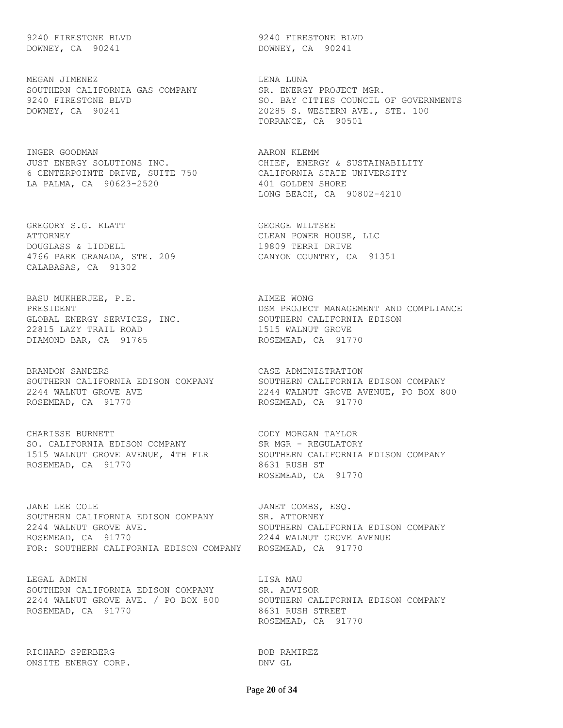9240 FIRESTONE BLVD
DOWNEY, CA 90241

9240 FIRESTONE BLVD
DOWNEY, CA 90241

MEGAN JIMENEZ
SOUTHERN CALIFORNIA GAS COMPANY
9240 FIRESTONE BLVD
DOWNEY, CA 90241

LENA LUNA
SR. ENERGY PROJECT MGR.
SO. BAY CITIES COUNCIL OF GOVERNMENTS
20285 S. WESTERN AVE., STE. 100
TORRANCE, CA 90501

INGER GOODMAN
JUST ENERGY SOLUTIONS INC.
6 CENTERPOINTE DRIVE, SUITE 750
LA PALMA, CA 90623-2520

AARON KLEMM
CHIEF, ENERGY & SUSTAINABILITY
CALIFORNIA STATE UNIVERSITY
401 GOLDEN SHORE
LONG BEACH, CA 90802-4210

GREGORY S.G. KLATT
ATTORNEY
DOUGLASS & LIDDELL
4766 PARK GRANADA, STE. 209
CALABASAS, CA 91302

GEORGE WILTSEE
CLEAN POWER HOUSE, LLC
19809 TERRI DRIVE
CANYON COUNTRY, CA 91351

BASU MUKHERJEE, P.E.
PRESIDENT
GLOBAL ENERGY SERVICES, INC.
22815 LAZY TRAIL ROAD
DIAMOND BAR, CA 91765

AIMEE WONG
DSM PROJECT MANAGEMENT AND COMPLIANCE
SOUTHERN CALIFORNIA EDISON
1515 WALNUT GROVE
ROSEMEAD, CA 91770

BRANDON SANDERS
SOUTHERN CALIFORNIA EDISON COMPANY
2244 WALNUT GROVE AVE
ROSEMEAD, CA 91770

CASE ADMINISTRATION
SOUTHERN CALIFORNIA EDISON COMPANY
2244 WALNUT GROVE AVENUE, PO BOX 800
ROSEMEAD, CA 91770

CHARISSE BURNETT
SO. CALIFORNIA EDISON COMPANY
1515 WALNUT GROVE AVENUE, 4TH FLR
ROSEMEAD, CA 91770

CODY MORGAN TAYLOR
SR MGR - REGULATORY
SOUTHERN CALIFORNIA EDISON COMPANY
8631 RUSH ST
ROSEMEAD, CA 91770

JANE LEE COLE
SOUTHERN CALIFORNIA EDISON COMPANY
2244 WALNUT GROVE AVE.
ROSEMEAD, CA 91770
FOR: SOUTHERN CALIFORNIA EDISON COMPANY

JANET COMBS, ESQ.
SR. ATTORNEY
SOUTHERN CALIFORNIA EDISON COMPANY
2244 WALNUT GROVE AVENUE
ROSEMEAD, CA 91770

LEGAL ADMIN
SOUTHERN CALIFORNIA EDISON COMPANY
2244 WALNUT GROVE AVE. / PO BOX 800
ROSEMEAD, CA 91770

LISA MAU
SR. ADVISOR
SOUTHERN CALIFORNIA EDISON COMPANY
8631 RUSH STREET
ROSEMEAD, CA 91770

RICHARD SPERBERG
ONSITE ENERGY CORP.

BOB RAMIREZ
DNV GL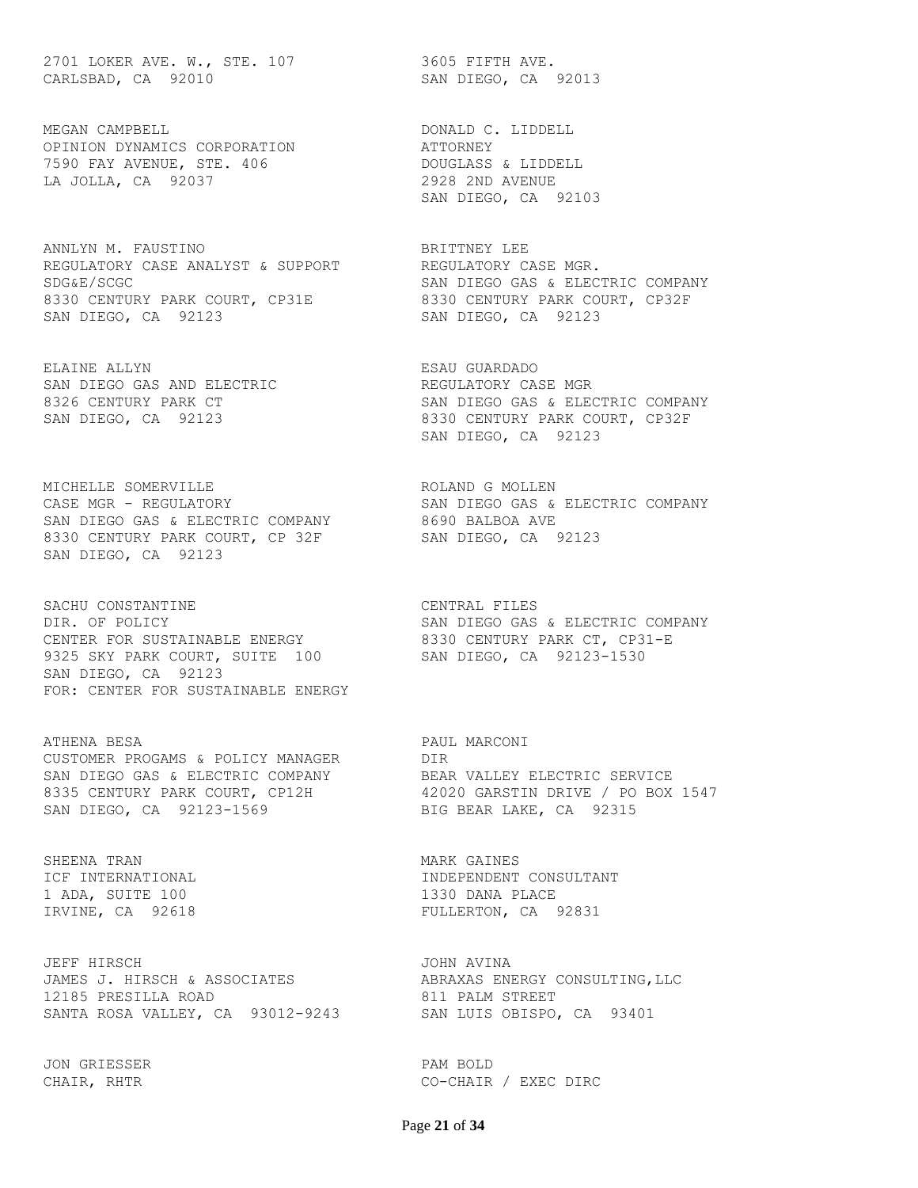2701 LOKER AVE. W., STE. 107
CARLSBAD, CA 92010

3605 FIFTH AVE.
SAN DIEGO, CA 92013

MEGAN CAMPBELL
OPINION DYNAMICS CORPORATION
7590 FAY AVENUE, STE. 406
LA JOLLA, CA 92037

DONALD C. LIDDELL
ATTORNEY
DOUGLASS & LIDDELL
2928 2ND AVENUE
SAN DIEGO, CA 92103

ANNLYN M. FAUSTINO
REGULATORY CASE ANALYST & SUPPORT
SDG&E/SCGC
8330 CENTURY PARK COURT, CP31E
SAN DIEGO, CA 92123

BRITTNEY LEE
REGULATORY CASE MGR.
SAN DIEGO GAS & ELECTRIC COMPANY
8330 CENTURY PARK COURT, CP32F
SAN DIEGO, CA 92123

ELAINE ALLYN
SAN DIEGO GAS AND ELECTRIC
8326 CENTURY PARK CT
SAN DIEGO, CA 92123

ESAU GUARDADO
REGULATORY CASE MGR
SAN DIEGO GAS & ELECTRIC COMPANY
8330 CENTURY PARK COURT, CP32F
SAN DIEGO, CA 92123

MICHELLE SOMERVILLE
CASE MGR - REGULATORY
SAN DIEGO GAS & ELECTRIC COMPANY
8330 CENTURY PARK COURT, CP 32F
SAN DIEGO, CA 92123

ROLAND G MOLLEN
SAN DIEGO GAS & ELECTRIC COMPANY
8690 BALBOA AVE
SAN DIEGO, CA 92123

SACHU CONSTANTINE
DIR. OF POLICY
CENTER FOR SUSTAINABLE ENERGY
9325 SKY PARK COURT, SUITE 100
SAN DIEGO, CA 92123
FOR: CENTER FOR SUSTAINABLE ENERGY

CENTRAL FILES
SAN DIEGO GAS & ELECTRIC COMPANY
8330 CENTURY PARK CT, CP31-E
SAN DIEGO, CA 92123-1530

ATHENA BESA
CUSTOMER PROGAMS & POLICY MANAGER
SAN DIEGO GAS & ELECTRIC COMPANY
8335 CENTURY PARK COURT, CP12H
SAN DIEGO, CA 92123-1569

PAUL MARCONI
DIR
BEAR VALLEY ELECTRIC SERVICE
42020 GARSTIN DRIVE / PO BOX 1547
BIG BEAR LAKE, CA 92315

SHEENA TRAN
ICF INTERNATIONAL
1 ADA, SUITE 100
IRVINE, CA 92618

MARK GAINES
INDEPENDENT CONSULTANT
1330 DANA PLACE
FULLERTON, CA 92831

JEFF HIRSCH
JAMES J. HIRSCH & ASSOCIATES
12185 PRESILLA ROAD
SANTA ROSA VALLEY, CA 93012-9243

JOHN AVINA
ABRAXAS ENERGY CONSULTING,LLC
811 PALM STREET
SAN LUIS OBISPO, CA 93401

JON GRIESSER
CHAIR, RHTR

PAM BOLD
CO-CHAIR / EXEC DIRC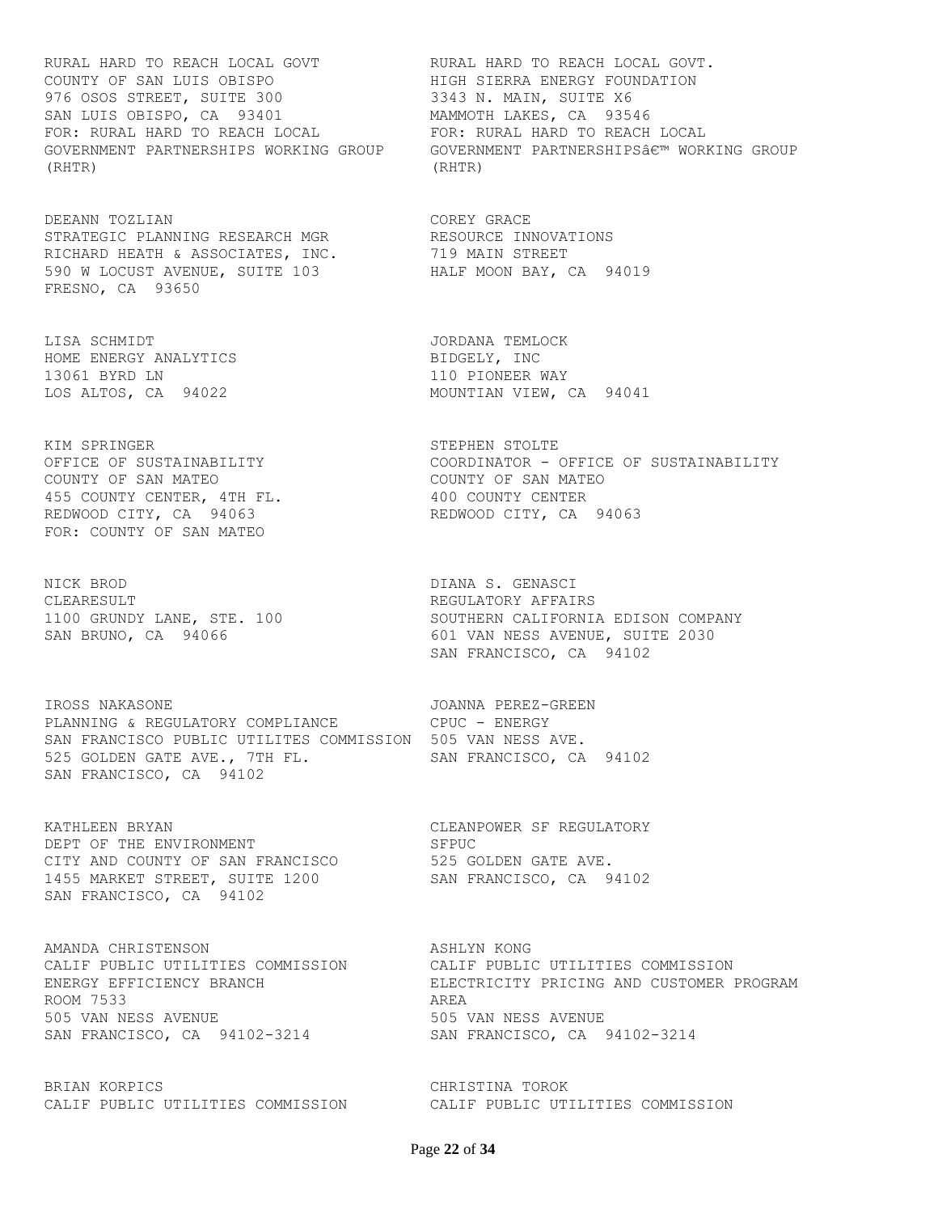RURAL HARD TO REACH LOCAL GOVT
COUNTY OF SAN LUIS OBISPO
976 OSOS STREET, SUITE 300
SAN LUIS OBISPO, CA 93401
FOR: RURAL HARD TO REACH LOCAL GOVERNMENT PARTNERSHIPS WORKING GROUP (RHTR)

RURAL HARD TO REACH LOCAL GOVT.
HIGH SIERRA ENERGY FOUNDATION
3343 N. MAIN, SUITE X6
MAMMOTH LAKES, CA 93546
FOR: RURAL HARD TO REACH LOCAL GOVERNMENT PARTNERSHIPSâ€™ WORKING GROUP (RHTR)

DEEANN TOZLIAN
STRATEGIC PLANNING RESEARCH MGR
RICHARD HEATH & ASSOCIATES, INC.
590 W LOCUST AVENUE, SUITE 103
FRESNO, CA 93650

COREY GRACE
RESOURCE INNOVATIONS
719 MAIN STREET
HALF MOON BAY, CA 94019

LISA SCHMIDT
HOME ENERGY ANALYTICS
13061 BYRD LN
LOS ALTOS, CA 94022

JORDANA TEMLOCK
BIDGELY, INC
110 PIONEER WAY
MOUNTIAN VIEW, CA 94041

KIM SPRINGER
OFFICE OF SUSTAINABILITY
COUNTY OF SAN MATEO
455 COUNTY CENTER, 4TH FL.
REDWOOD CITY, CA 94063
FOR: COUNTY OF SAN MATEO

STEPHEN STOLTE
COORDINATOR - OFFICE OF SUSTAINABILITY
COUNTY OF SAN MATEO
400 COUNTY CENTER
REDWOOD CITY, CA 94063

NICK BROD
CLEARESULT
1100 GRUNDY LANE, STE. 100
SAN BRUNO, CA 94066

DIANA S. GENASCI
REGULATORY AFFAIRS
SOUTHERN CALIFORNIA EDISON COMPANY
601 VAN NESS AVENUE, SUITE 2030
SAN FRANCISCO, CA 94102

IROSS NAKASONE
PLANNING & REGULATORY COMPLIANCE
SAN FRANCISCO PUBLIC UTILITES COMMISSION
525 GOLDEN GATE AVE., 7TH FL.
SAN FRANCISCO, CA 94102

JOANNA PEREZ-GREEN
CPUC - ENERGY
505 VAN NESS AVE.
SAN FRANCISCO, CA 94102

KATHLEEN BRYAN
DEPT OF THE ENVIRONMENT
CITY AND COUNTY OF SAN FRANCISCO
1455 MARKET STREET, SUITE 1200
SAN FRANCISCO, CA 94102

CLEANPOWER SF REGULATORY
SFPUC
525 GOLDEN GATE AVE.
SAN FRANCISCO, CA 94102

AMANDA CHRISTENSON
CALIF PUBLIC UTILITIES COMMISSION
ENERGY EFFICIENCY BRANCH
ROOM 7533
505 VAN NESS AVENUE
SAN FRANCISCO, CA 94102-3214

ASHLYN KONG
CALIF PUBLIC UTILITIES COMMISSION
ELECTRICITY PRICING AND CUSTOMER PROGRAM AREA
505 VAN NESS AVENUE
SAN FRANCISCO, CA 94102-3214

BRIAN KORPICS
CALIF PUBLIC UTILITIES COMMISSION

CHRISTINA TOROK
CALIF PUBLIC UTILITIES COMMISSION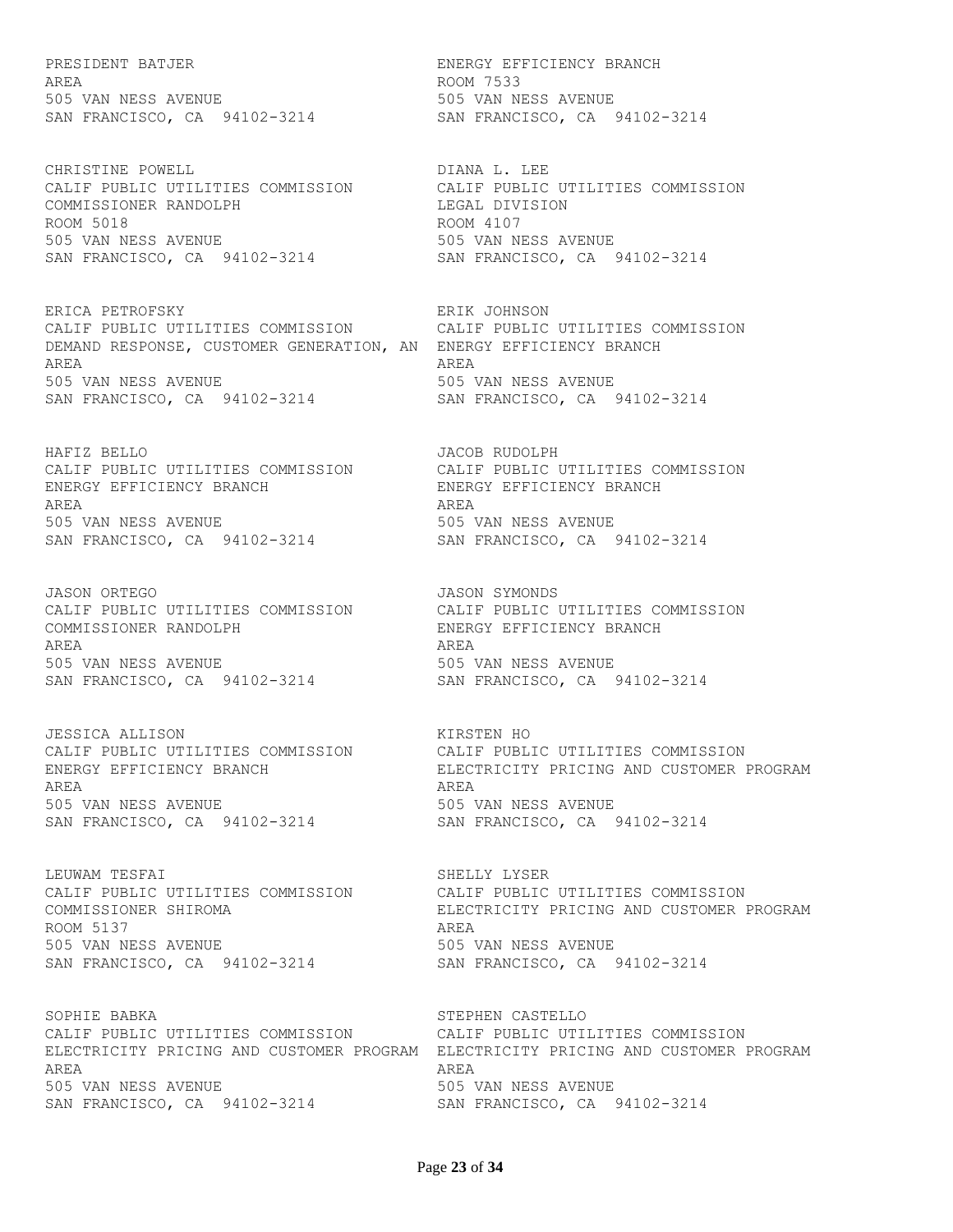PRESIDENT BATJER
AREA
505 VAN NESS AVENUE
SAN FRANCISCO, CA 94102-3214

ENERGY EFFICIENCY BRANCH
ROOM 7533
505 VAN NESS AVENUE
SAN FRANCISCO, CA 94102-3214

CHRISTINE POWELL
CALIF PUBLIC UTILITIES COMMISSION
COMMISSIONER RANDOLPH
ROOM 5018
505 VAN NESS AVENUE
SAN FRANCISCO, CA 94102-3214

DIANA L. LEE
CALIF PUBLIC UTILITIES COMMISSION
LEGAL DIVISION
ROOM 4107
505 VAN NESS AVENUE
SAN FRANCISCO, CA 94102-3214

ERICA PETROFSKY
CALIF PUBLIC UTILITIES COMMISSION
DEMAND RESPONSE, CUSTOMER GENERATION, AN
AREA
505 VAN NESS AVENUE
SAN FRANCISCO, CA 94102-3214

ERIK JOHNSON
CALIF PUBLIC UTILITIES COMMISSION
ENERGY EFFICIENCY BRANCH
AREA
505 VAN NESS AVENUE
SAN FRANCISCO, CA 94102-3214

HAFIZ BELLO
CALIF PUBLIC UTILITIES COMMISSION
ENERGY EFFICIENCY BRANCH
AREA
505 VAN NESS AVENUE
SAN FRANCISCO, CA 94102-3214

JACOB RUDOLPH
CALIF PUBLIC UTILITIES COMMISSION
ENERGY EFFICIENCY BRANCH
AREA
505 VAN NESS AVENUE
SAN FRANCISCO, CA 94102-3214

JASON ORTEGO
CALIF PUBLIC UTILITIES COMMISSION
COMMISSIONER RANDOLPH
AREA
505 VAN NESS AVENUE
SAN FRANCISCO, CA 94102-3214

JASON SYMONDS
CALIF PUBLIC UTILITIES COMMISSION
ENERGY EFFICIENCY BRANCH
AREA
505 VAN NESS AVENUE
SAN FRANCISCO, CA 94102-3214

JESSICA ALLISON
CALIF PUBLIC UTILITIES COMMISSION
ENERGY EFFICIENCY BRANCH
AREA
505 VAN NESS AVENUE
SAN FRANCISCO, CA 94102-3214

KIRSTEN HO
CALIF PUBLIC UTILITIES COMMISSION
ELECTRICITY PRICING AND CUSTOMER PROGRAM
AREA
505 VAN NESS AVENUE
SAN FRANCISCO, CA 94102-3214

LEUWAM TESFAI
CALIF PUBLIC UTILITIES COMMISSION
COMMISSIONER SHIROMA
ROOM 5137
505 VAN NESS AVENUE
SAN FRANCISCO, CA 94102-3214

SHELLY LYSER
CALIF PUBLIC UTILITIES COMMISSION
ELECTRICITY PRICING AND CUSTOMER PROGRAM
AREA
505 VAN NESS AVENUE
SAN FRANCISCO, CA 94102-3214

SOPHIE BABKA
CALIF PUBLIC UTILITIES COMMISSION
ELECTRICITY PRICING AND CUSTOMER PROGRAM
AREA
505 VAN NESS AVENUE
SAN FRANCISCO, CA 94102-3214

STEPHEN CASTELLO
CALIF PUBLIC UTILITIES COMMISSION
ELECTRICITY PRICING AND CUSTOMER PROGRAM
AREA
505 VAN NESS AVENUE
SAN FRANCISCO, CA 94102-3214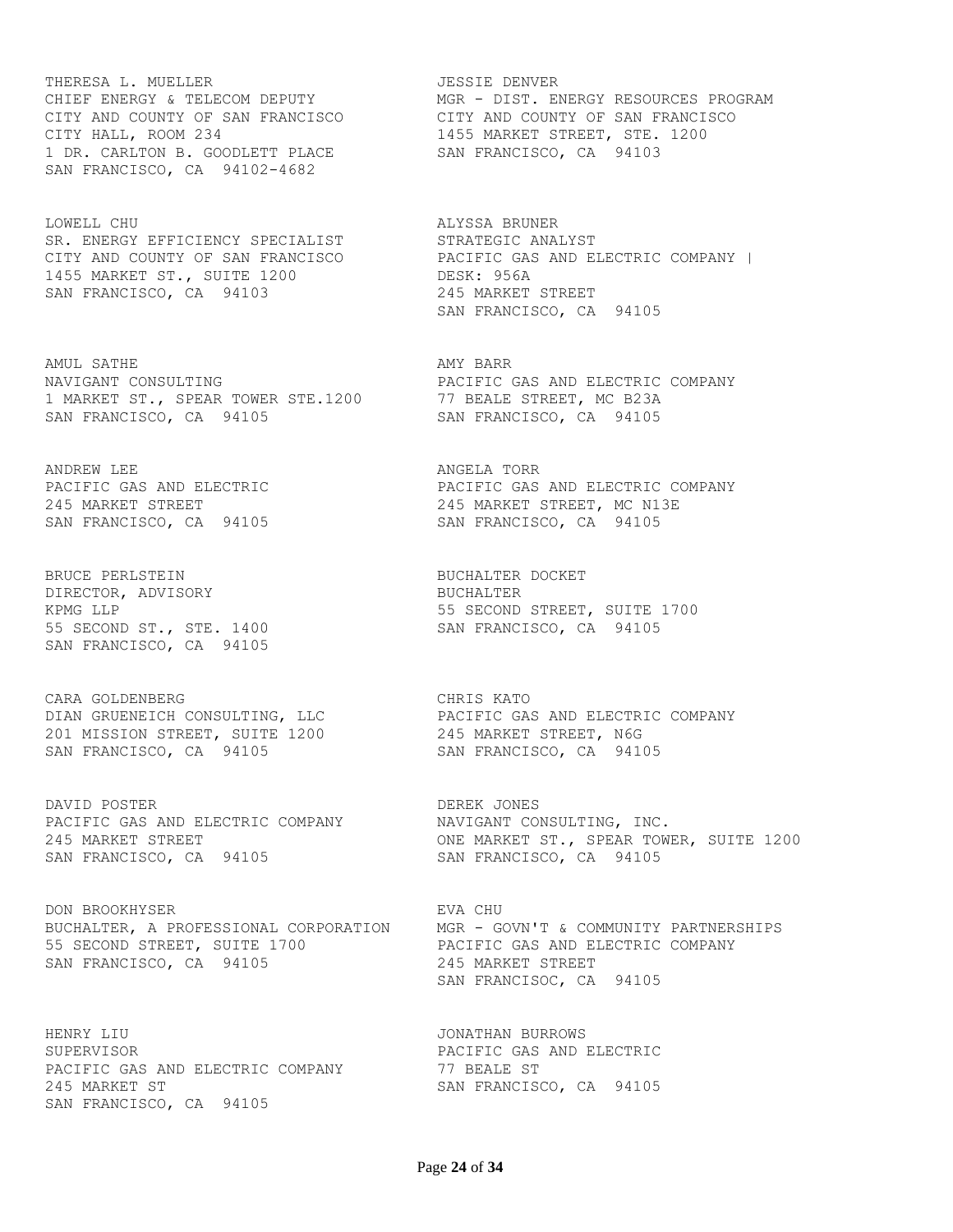THERESA L. MUELLER
CHIEF ENERGY & TELECOM DEPUTY
CITY AND COUNTY OF SAN FRANCISCO
CITY HALL, ROOM 234
1 DR. CARLTON B. GOODLETT PLACE
SAN FRANCISCO, CA 94102-4682

JESSIE DENVER
MGR - DIST. ENERGY RESOURCES PROGRAM
CITY AND COUNTY OF SAN FRANCISCO
1455 MARKET STREET, STE. 1200
SAN FRANCISCO, CA 94103

LOWELL CHU
SR. ENERGY EFFICIENCY SPECIALIST
CITY AND COUNTY OF SAN FRANCISCO
1455 MARKET ST., SUITE 1200
SAN FRANCISCO, CA 94103

ALYSSA BRUNER
STRATEGIC ANALYST
PACIFIC GAS AND ELECTRIC COMPANY |
DESK: 956A
245 MARKET STREET
SAN FRANCISCO, CA 94105

AMUL SATHE
NAVIGANT CONSULTING
1 MARKET ST., SPEAR TOWER STE.1200
SAN FRANCISCO, CA 94105

AMY BARR
PACIFIC GAS AND ELECTRIC COMPANY
77 BEALE STREET, MC B23A
SAN FRANCISCO, CA 94105

ANDREW LEE
PACIFIC GAS AND ELECTRIC
245 MARKET STREET
SAN FRANCISCO, CA 94105

ANGELA TORR
PACIFIC GAS AND ELECTRIC COMPANY
245 MARKET STREET, MC N13E
SAN FRANCISCO, CA 94105

BRUCE PERLSTEIN
DIRECTOR, ADVISORY
KPMG LLP
55 SECOND ST., STE. 1400
SAN FRANCISCO, CA 94105

BUCHALTER DOCKET
BUCHALTER
55 SECOND STREET, SUITE 1700
SAN FRANCISCO, CA 94105

CARA GOLDENBERG
DIAN GRUENEICH CONSULTING, LLC
201 MISSION STREET, SUITE 1200
SAN FRANCISCO, CA 94105

CHRIS KATO
PACIFIC GAS AND ELECTRIC COMPANY
245 MARKET STREET, N6G
SAN FRANCISCO, CA 94105

DAVID POSTER
PACIFIC GAS AND ELECTRIC COMPANY
245 MARKET STREET
SAN FRANCISCO, CA 94105

DEREK JONES
NAVIGANT CONSULTING, INC.
ONE MARKET ST., SPEAR TOWER, SUITE 1200
SAN FRANCISCO, CA 94105

DON BROOKHYSER
BUCHALTER, A PROFESSIONAL CORPORATION
55 SECOND STREET, SUITE 1700
SAN FRANCISCO, CA 94105

EVA CHU
MGR - GOVN'T & COMMUNITY PARTNERSHIPS
PACIFIC GAS AND ELECTRIC COMPANY
245 MARKET STREET
SAN FRANCISOC, CA 94105

HENRY LIU
SUPERVISOR
PACIFIC GAS AND ELECTRIC COMPANY
245 MARKET ST
SAN FRANCISCO, CA 94105

JONATHAN BURROWS
PACIFIC GAS AND ELECTRIC
77 BEALE ST
SAN FRANCISCO, CA 94105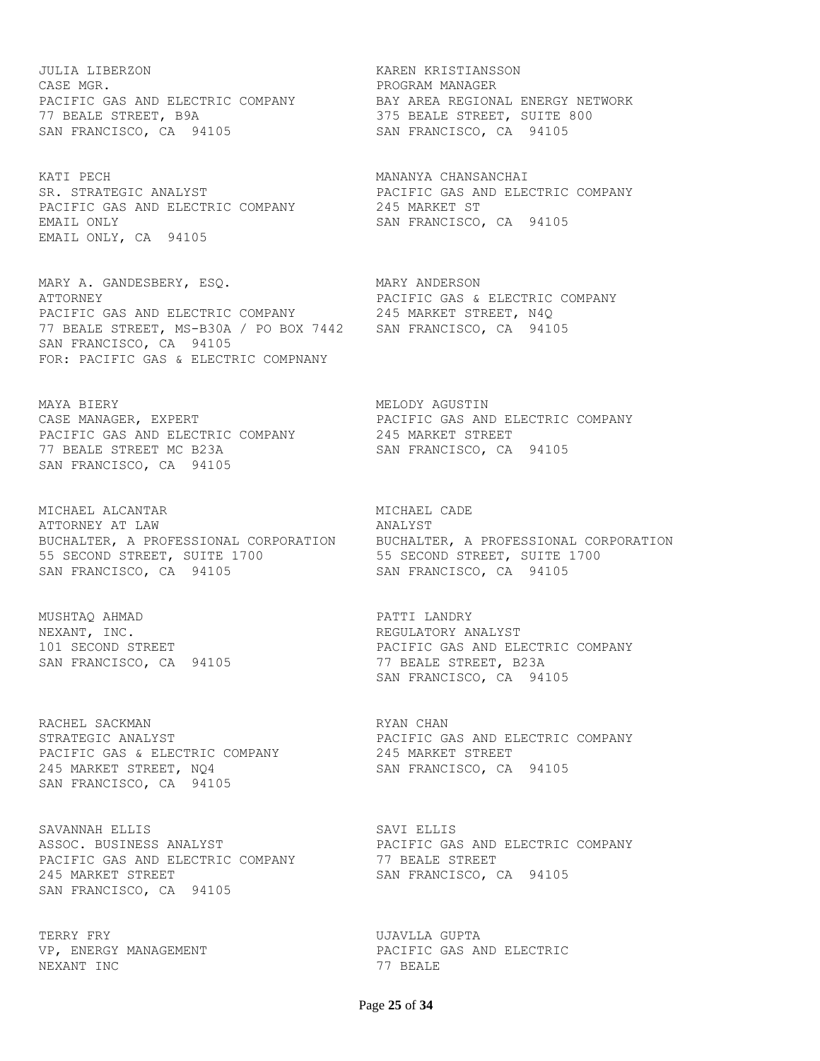JULIA LIBERZON
CASE MGR.
PACIFIC GAS AND ELECTRIC COMPANY
77 BEALE STREET, B9A
SAN FRANCISCO, CA 94105

KAREN KRISTIANSSON
PROGRAM MANAGER
BAY AREA REGIONAL ENERGY NETWORK
375 BEALE STREET, SUITE 800
SAN FRANCISCO, CA 94105

KATI PECH
SR. STRATEGIC ANALYST
PACIFIC GAS AND ELECTRIC COMPANY
EMAIL ONLY
EMAIL ONLY, CA 94105

MANANYA CHANSANCHAI
PACIFIC GAS AND ELECTRIC COMPANY
245 MARKET ST
SAN FRANCISCO, CA 94105

MARY A. GANDESBERY, ESQ.
ATTORNEY
PACIFIC GAS AND ELECTRIC COMPANY
77 BEALE STREET, MS-B30A / PO BOX 7442
SAN FRANCISCO, CA 94105
FOR: PACIFIC GAS & ELECTRIC COMPNANY

MARY ANDERSON
PACIFIC GAS & ELECTRIC COMPANY
245 MARKET STREET, N4Q
SAN FRANCISCO, CA 94105

MAYA BIERY
CASE MANAGER, EXPERT
PACIFIC GAS AND ELECTRIC COMPANY
77 BEALE STREET MC B23A
SAN FRANCISCO, CA 94105

MELODY AGUSTIN
PACIFIC GAS AND ELECTRIC COMPANY
245 MARKET STREET
SAN FRANCISCO, CA 94105

MICHAEL ALCANTAR
ATTORNEY AT LAW
BUCHALTER, A PROFESSIONAL CORPORATION
55 SECOND STREET, SUITE 1700
SAN FRANCISCO, CA 94105

MICHAEL CADE
ANALYST
BUCHALTER, A PROFESSIONAL CORPORATION
55 SECOND STREET, SUITE 1700
SAN FRANCISCO, CA 94105

MUSHTAQ AHMAD
NEXANT, INC.
101 SECOND STREET
SAN FRANCISCO, CA 94105

PATTI LANDRY
REGULATORY ANALYST
PACIFIC GAS AND ELECTRIC COMPANY
77 BEALE STREET, B23A
SAN FRANCISCO, CA 94105

RACHEL SACKMAN
STRATEGIC ANALYST
PACIFIC GAS & ELECTRIC COMPANY
245 MARKET STREET, NQ4
SAN FRANCISCO, CA 94105

RYAN CHAN
PACIFIC GAS AND ELECTRIC COMPANY
245 MARKET STREET
SAN FRANCISCO, CA 94105

SAVANNAH ELLIS
ASSOC. BUSINESS ANALYST
PACIFIC GAS AND ELECTRIC COMPANY
245 MARKET STREET
SAN FRANCISCO, CA 94105

SAVI ELLIS
PACIFIC GAS AND ELECTRIC COMPANY
77 BEALE STREET
SAN FRANCISCO, CA 94105

TERRY FRY
VP, ENERGY MANAGEMENT
NEXANT INC

UJAVLLA GUPTA
PACIFIC GAS AND ELECTRIC
77 BEALE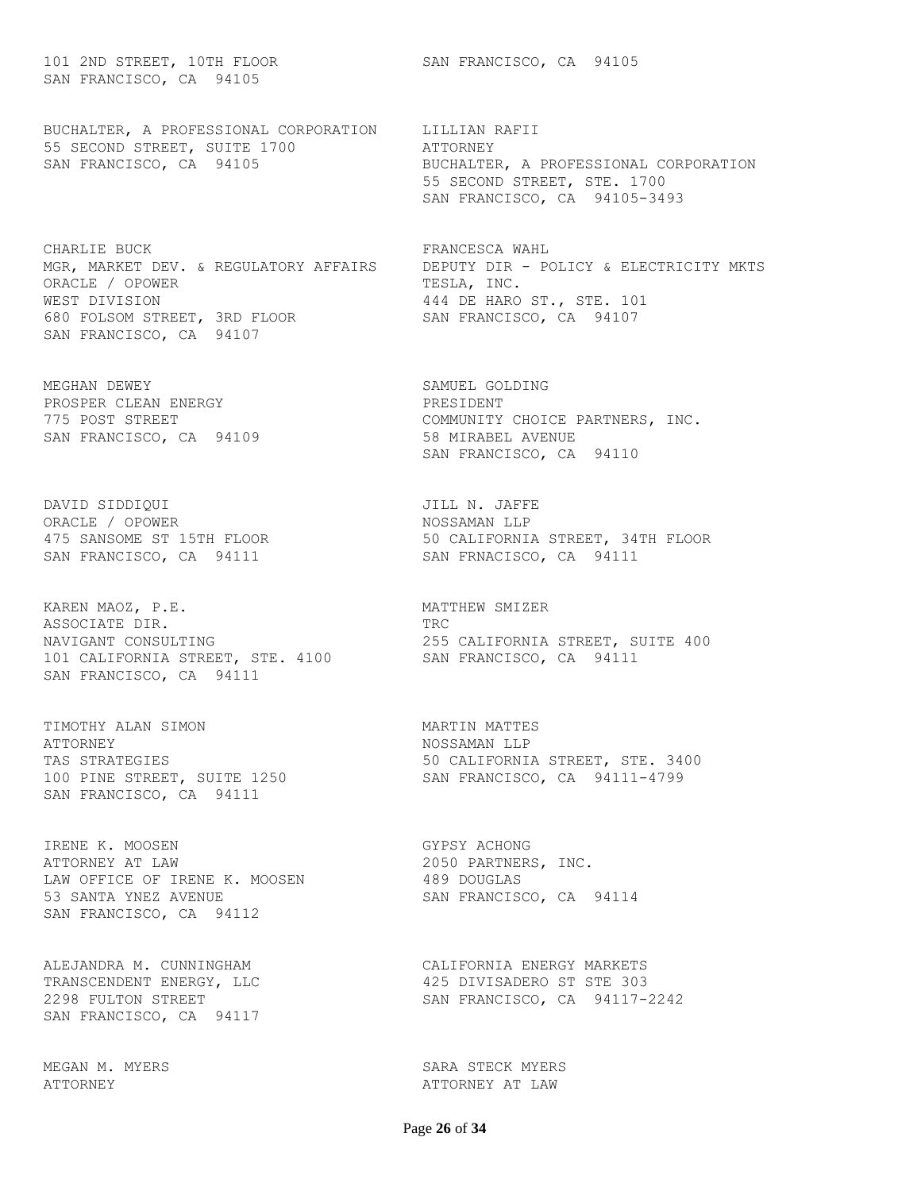101 2ND STREET, 10TH FLOOR
SAN FRANCISCO, CA 94105

SAN FRANCISCO, CA 94105

BUCHALTER, A PROFESSIONAL CORPORATION
55 SECOND STREET, SUITE 1700
SAN FRANCISCO, CA 94105

LILLIAN RAFII
ATTORNEY
BUCHALTER, A PROFESSIONAL CORPORATION
55 SECOND STREET, STE. 1700
SAN FRANCISCO, CA 94105-3493

CHARLIE BUCK
MGR, MARKET DEV. & REGULATORY AFFAIRS
ORACLE / OPOWER
WEST DIVISION
680 FOLSOM STREET, 3RD FLOOR
SAN FRANCISCO, CA 94107

FRANCESCA WAHL
DEPUTY DIR - POLICY & ELECTRICITY MKTS
TESLA, INC.
444 DE HARO ST., STE. 101
SAN FRANCISCO, CA 94107

MEGHAN DEWEY
PROSPER CLEAN ENERGY
775 POST STREET
SAN FRANCISCO, CA 94109

SAMUEL GOLDING
PRESIDENT
COMMUNITY CHOICE PARTNERS, INC.
58 MIRABEL AVENUE
SAN FRANCISCO, CA 94110

DAVID SIDDIQUI
ORACLE / OPOWER
475 SANSOME ST 15TH FLOOR
SAN FRANCISCO, CA 94111

JILL N. JAFFE
NOSSAMAN LLP
50 CALIFORNIA STREET, 34TH FLOOR
SAN FRNACISCO, CA 94111

KAREN MAOZ, P.E.
ASSOCIATE DIR.
NAVIGANT CONSULTING
101 CALIFORNIA STREET, STE. 4100
SAN FRANCISCO, CA 94111

MATTHEW SMIZER
TRC
255 CALIFORNIA STREET, SUITE 400
SAN FRANCISCO, CA 94111

TIMOTHY ALAN SIMON
ATTORNEY
TAS STRATEGIES
100 PINE STREET, SUITE 1250
SAN FRANCISCO, CA 94111

MARTIN MATTES
NOSSAMAN LLP
50 CALIFORNIA STREET, STE. 3400
SAN FRANCISCO, CA 94111-4799

IRENE K. MOOSEN
ATTORNEY AT LAW
LAW OFFICE OF IRENE K. MOOSEN
53 SANTA YNEZ AVENUE
SAN FRANCISCO, CA 94112

GYPSY ACHONG
2050 PARTNERS, INC.
489 DOUGLAS
SAN FRANCISCO, CA 94114

ALEJANDRA M. CUNNINGHAM
TRANSCENDENT ENERGY, LLC
2298 FULTON STREET
SAN FRANCISCO, CA 94117

CALIFORNIA ENERGY MARKETS
425 DIVISADERO ST STE 303
SAN FRANCISCO, CA 94117-2242

MEGAN M. MYERS
ATTORNEY

SARA STECK MYERS
ATTORNEY AT LAW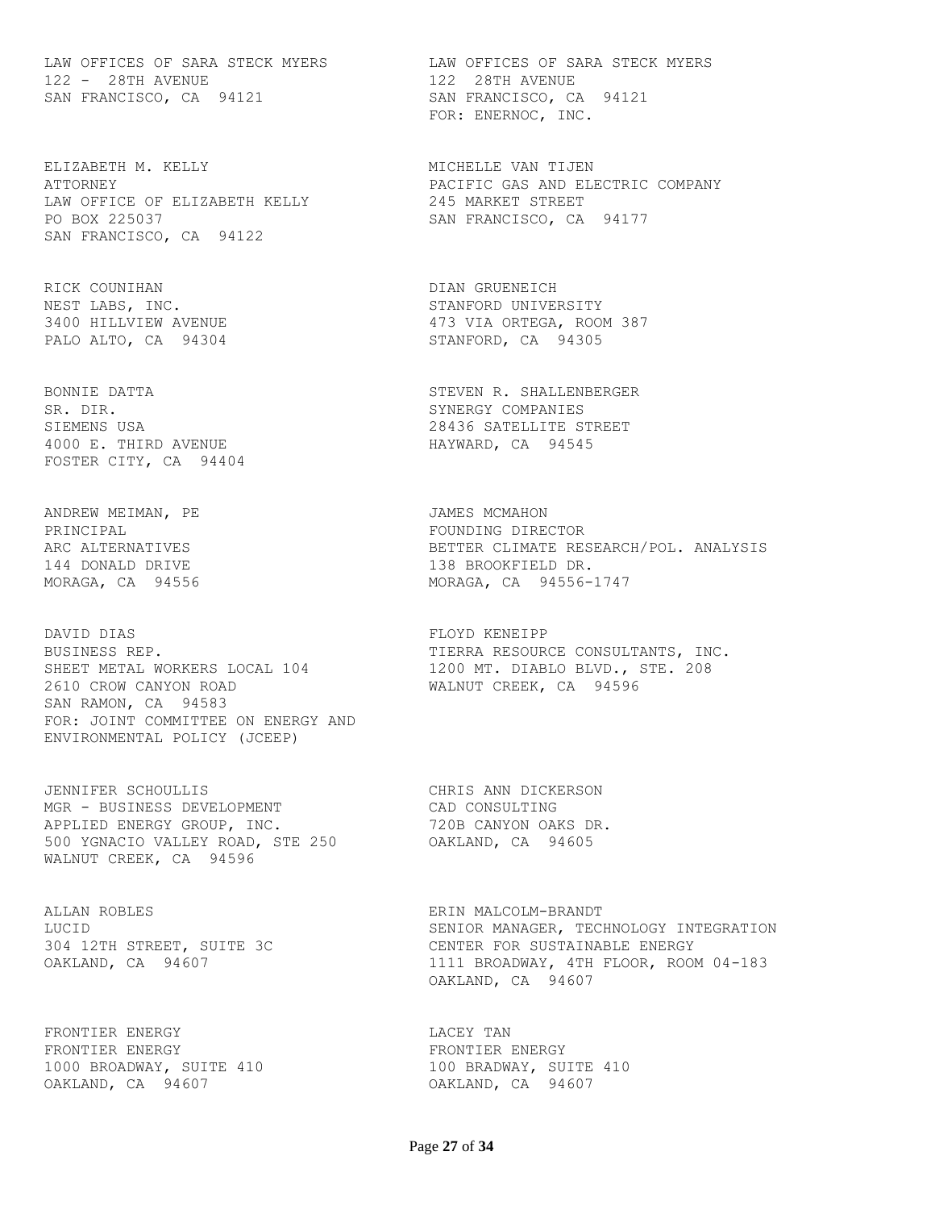LAW OFFICES OF SARA STECK MYERS
122 - 28TH AVENUE
SAN FRANCISCO, CA 94121

LAW OFFICES OF SARA STECK MYERS
122 28TH AVENUE
SAN FRANCISCO, CA 94121
FOR: ENERNOC, INC.

ELIZABETH M. KELLY
ATTORNEY
LAW OFFICE OF ELIZABETH KELLY
PO BOX 225037
SAN FRANCISCO, CA 94122

MICHELLE VAN TIJEN
PACIFIC GAS AND ELECTRIC COMPANY
245 MARKET STREET
SAN FRANCISCO, CA 94177

RICK COUNIHAN
NEST LABS, INC.
3400 HILLVIEW AVENUE
PALO ALTO, CA 94304

DIAN GRUENEICH
STANFORD UNIVERSITY
473 VIA ORTEGA, ROOM 387
STANFORD, CA 94305

BONNIE DATTA
SR. DIR.
SIEMENS USA
4000 E. THIRD AVENUE
FOSTER CITY, CA 94404

STEVEN R. SHALLENBERGER
SYNERGY COMPANIES
28436 SATELLITE STREET
HAYWARD, CA 94545

ANDREW MEIMAN, PE
PRINCIPAL
ARC ALTERNATIVES
144 DONALD DRIVE
MORAGA, CA 94556

JAMES MCMAHON
FOUNDING DIRECTOR
BETTER CLIMATE RESEARCH/POL. ANALYSIS
138 BROOKFIELD DR.
MORAGA, CA 94556-1747

DAVID DIAS
BUSINESS REP.
SHEET METAL WORKERS LOCAL 104
2610 CROW CANYON ROAD
SAN RAMON, CA 94583
FOR: JOINT COMMITTEE ON ENERGY AND ENVIRONMENTAL POLICY (JCEEP)

FLOYD KENEIPP
TIERRA RESOURCE CONSULTANTS, INC.
1200 MT. DIABLO BLVD., STE. 208
WALNUT CREEK, CA 94596

JENNIFER SCHOULLIS
MGR - BUSINESS DEVELOPMENT
APPLIED ENERGY GROUP, INC.
500 YGNACIO VALLEY ROAD, STE 250
WALNUT CREEK, CA 94596

CHRIS ANN DICKERSON
CAD CONSULTING
720B CANYON OAKS DR.
OAKLAND, CA 94605

ALLAN ROBLES
LUCID
304 12TH STREET, SUITE 3C
OAKLAND, CA 94607

ERIN MALCOLM-BRANDT
SENIOR MANAGER, TECHNOLOGY INTEGRATION
CENTER FOR SUSTAINABLE ENERGY
1111 BROADWAY, 4TH FLOOR, ROOM 04-183
OAKLAND, CA 94607

FRONTIER ENERGY
FRONTIER ENERGY
1000 BROADWAY, SUITE 410
OAKLAND, CA 94607

LACEY TAN
FRONTIER ENERGY
100 BRADWAY, SUITE 410
OAKLAND, CA 94607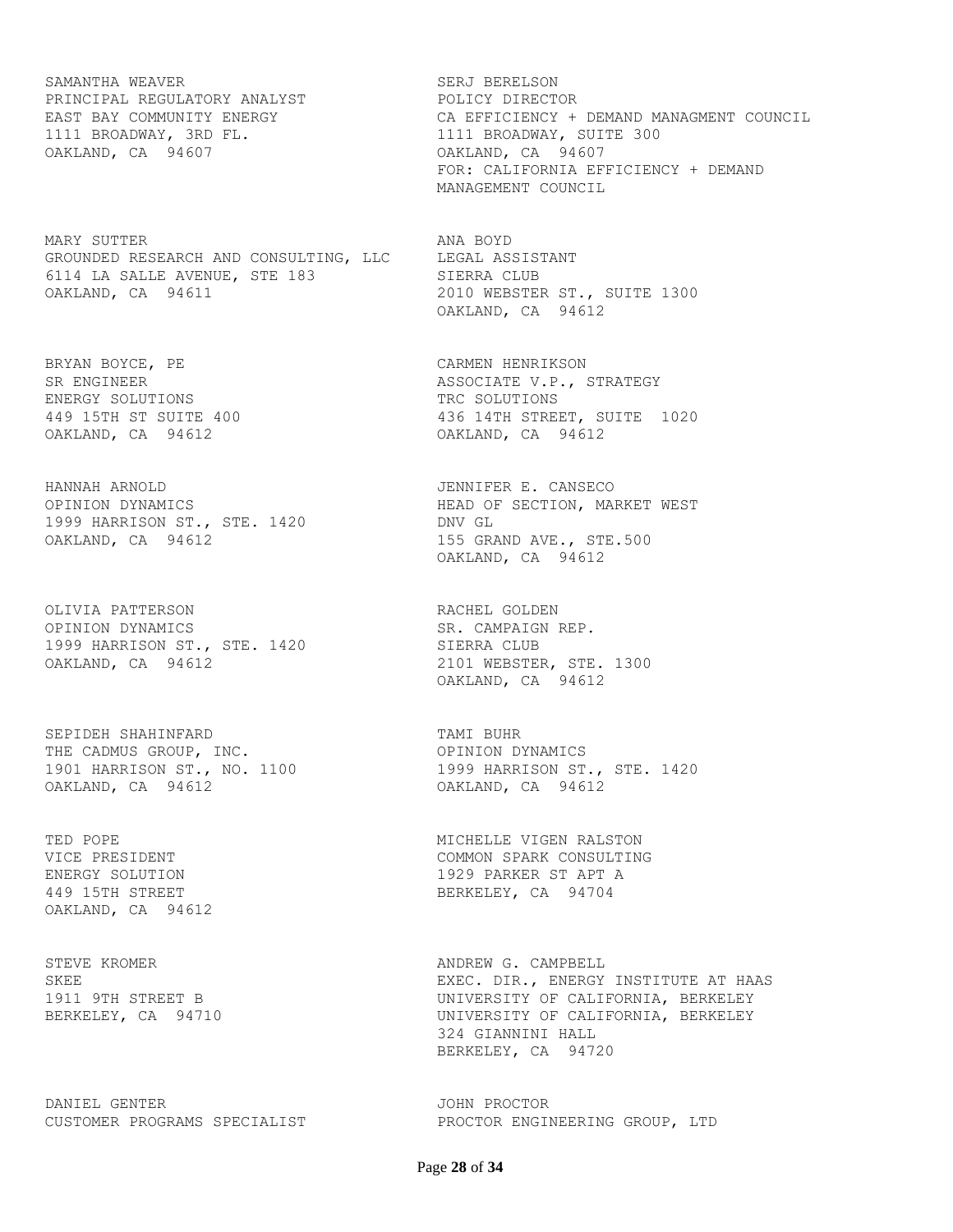SAMANTHA WEAVER
PRINCIPAL REGULATORY ANALYST
EAST BAY COMMUNITY ENERGY
1111 BROADWAY, 3RD FL.
OAKLAND, CA 94607

SERJ BERELSON
POLICY DIRECTOR
CA EFFICIENCY + DEMAND MANAGMENT COUNCIL
1111 BROADWAY, SUITE 300
OAKLAND, CA 94607
FOR: CALIFORNIA EFFICIENCY + DEMAND MANAGEMENT COUNCIL

MARY SUTTER
GROUNDED RESEARCH AND CONSULTING, LLC
6114 LA SALLE AVENUE, STE 183
OAKLAND, CA 94611

ANA BOYD
LEGAL ASSISTANT
SIERRA CLUB
2010 WEBSTER ST., SUITE 1300
OAKLAND, CA 94612

BRYAN BOYCE, PE
SR ENGINEER
ENERGY SOLUTIONS
449 15TH ST SUITE 400
OAKLAND, CA 94612

CARMEN HENRIKSON
ASSOCIATE V.P., STRATEGY
TRC SOLUTIONS
436 14TH STREET, SUITE 1020
OAKLAND, CA 94612

HANNAH ARNOLD
OPINION DYNAMICS
1999 HARRISON ST., STE. 1420
OAKLAND, CA 94612

JENNIFER E. CANSECO
HEAD OF SECTION, MARKET WEST
DNV GL
155 GRAND AVE., STE.500
OAKLAND, CA 94612

OLIVIA PATTERSON
OPINION DYNAMICS
1999 HARRISON ST., STE. 1420
OAKLAND, CA 94612

RACHEL GOLDEN
SR. CAMPAIGN REP.
SIERRA CLUB
2101 WEBSTER, STE. 1300
OAKLAND, CA 94612

SEPIDEH SHAHINFARD
THE CADMUS GROUP, INC.
1901 HARRISON ST., NO. 1100
OAKLAND, CA 94612

TAMI BUHR
OPINION DYNAMICS
1999 HARRISON ST., STE. 1420
OAKLAND, CA 94612

TED POPE
VICE PRESIDENT
ENERGY SOLUTION
449 15TH STREET
OAKLAND, CA 94612

MICHELLE VIGEN RALSTON
COMMON SPARK CONSULTING
1929 PARKER ST APT A
BERKELEY, CA 94704

STEVE KROMER
SKEE
1911 9TH STREET B
BERKELEY, CA 94710

ANDREW G. CAMPBELL
EXEC. DIR., ENERGY INSTITUTE AT HAAS
UNIVERSITY OF CALIFORNIA, BERKELEY
UNIVERSITY OF CALIFORNIA, BERKELEY
324 GIANNINI HALL
BERKELEY, CA 94720

DANIEL GENTER
CUSTOMER PROGRAMS SPECIALIST

JOHN PROCTOR
PROCTOR ENGINEERING GROUP, LTD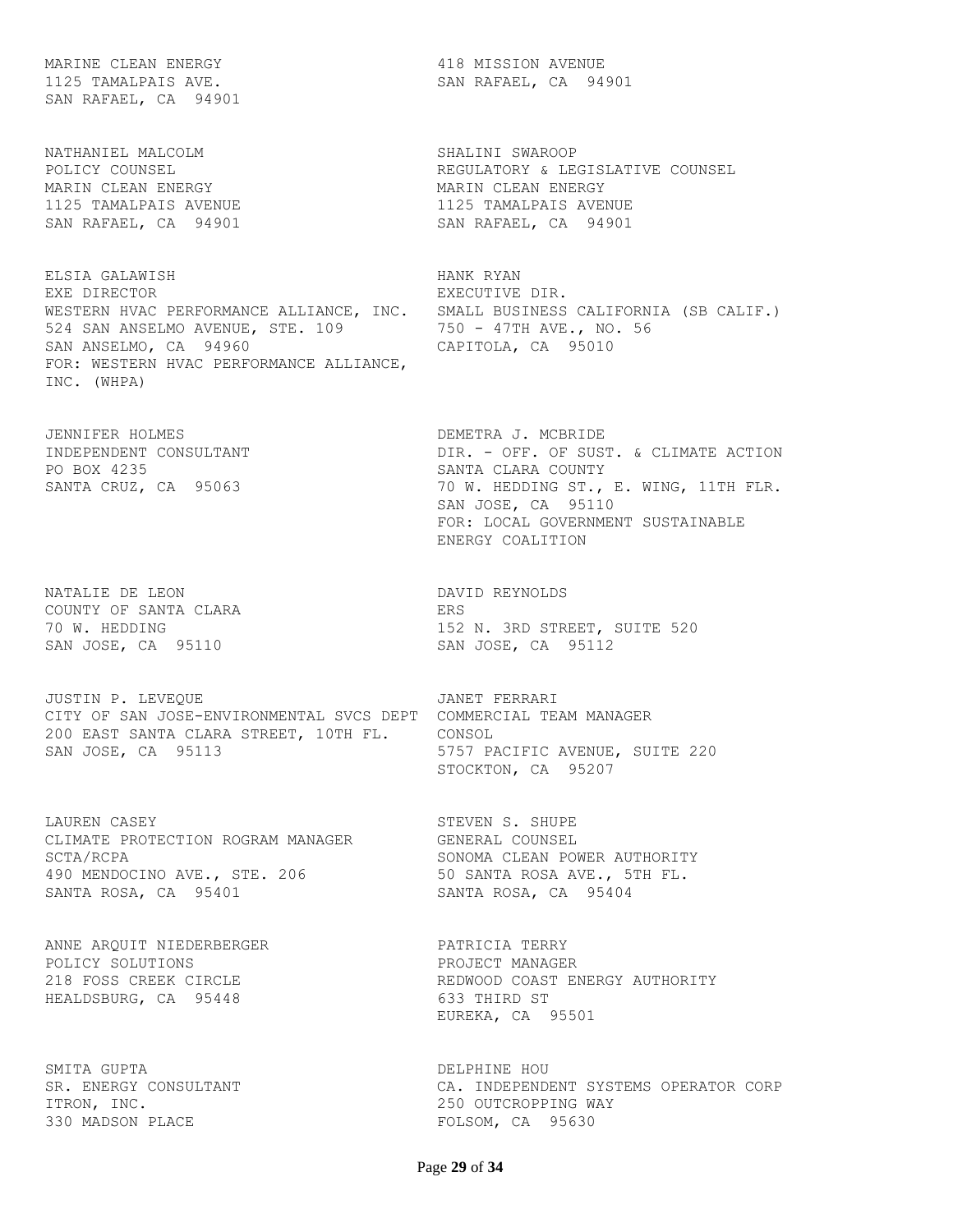MARINE CLEAN ENERGY
1125 TAMALPAIS AVE.
SAN RAFAEL, CA 94901

418 MISSION AVENUE
SAN RAFAEL, CA 94901

NATHANIEL MALCOLM
POLICY COUNSEL
MARIN CLEAN ENERGY
1125 TAMALPAIS AVENUE
SAN RAFAEL, CA 94901

SHALINI SWAROOP
REGULATORY & LEGISLATIVE COUNSEL
MARIN CLEAN ENERGY
1125 TAMALPAIS AVENUE
SAN RAFAEL, CA 94901

ELSIA GALAWISH
EXE DIRECTOR
WESTERN HVAC PERFORMANCE ALLIANCE, INC.
524 SAN ANSELMO AVENUE, STE. 109
SAN ANSELMO, CA 94960
FOR: WESTERN HVAC PERFORMANCE ALLIANCE, INC. (WHPA)

HANK RYAN
EXECUTIVE DIR.
SMALL BUSINESS CALIFORNIA (SB CALIF.)
750 - 47TH AVE., NO. 56
CAPITOLA, CA 95010

JENNIFER HOLMES
INDEPENDENT CONSULTANT
PO BOX 4235
SANTA CRUZ, CA 95063

DEMETRA J. MCBRIDE
DIR. - OFF. OF SUST. & CLIMATE ACTION
SANTA CLARA COUNTY
70 W. HEDDING ST., E. WING, 11TH FLR.
SAN JOSE, CA 95110
FOR: LOCAL GOVERNMENT SUSTAINABLE ENERGY COALITION

NATALIE DE LEON
COUNTY OF SANTA CLARA
70 W. HEDDING
SAN JOSE, CA 95110

DAVID REYNOLDS
ERS
152 N. 3RD STREET, SUITE 520
SAN JOSE, CA 95112

JUSTIN P. LEVEQUE
CITY OF SAN JOSE-ENVIRONMENTAL SVCS DEPT
200 EAST SANTA CLARA STREET, 10TH FL.
SAN JOSE, CA 95113

JANET FERRARI
COMMERCIAL TEAM MANAGER
CONSOL
5757 PACIFIC AVENUE, SUITE 220
STOCKTON, CA 95207

LAUREN CASEY
CLIMATE PROTECTION ROGRAM MANAGER
SCTA/RCPA
490 MENDOCINO AVE., STE. 206
SANTA ROSA, CA 95401

STEVEN S. SHUPE
GENERAL COUNSEL
SONOMA CLEAN POWER AUTHORITY
50 SANTA ROSA AVE., 5TH FL.
SANTA ROSA, CA 95404

ANNE ARQUIT NIEDERBERGER
POLICY SOLUTIONS
218 FOSS CREEK CIRCLE
HEALDSBURG, CA 95448

PATRICIA TERRY
PROJECT MANAGER
REDWOOD COAST ENERGY AUTHORITY
633 THIRD ST
EUREKA, CA 95501

SMITA GUPTA
SR. ENERGY CONSULTANT
ITRON, INC.
330 MADSON PLACE

DELPHINE HOU
CA. INDEPENDENT SYSTEMS OPERATOR CORP
250 OUTCROPPING WAY
FOLSOM, CA 95630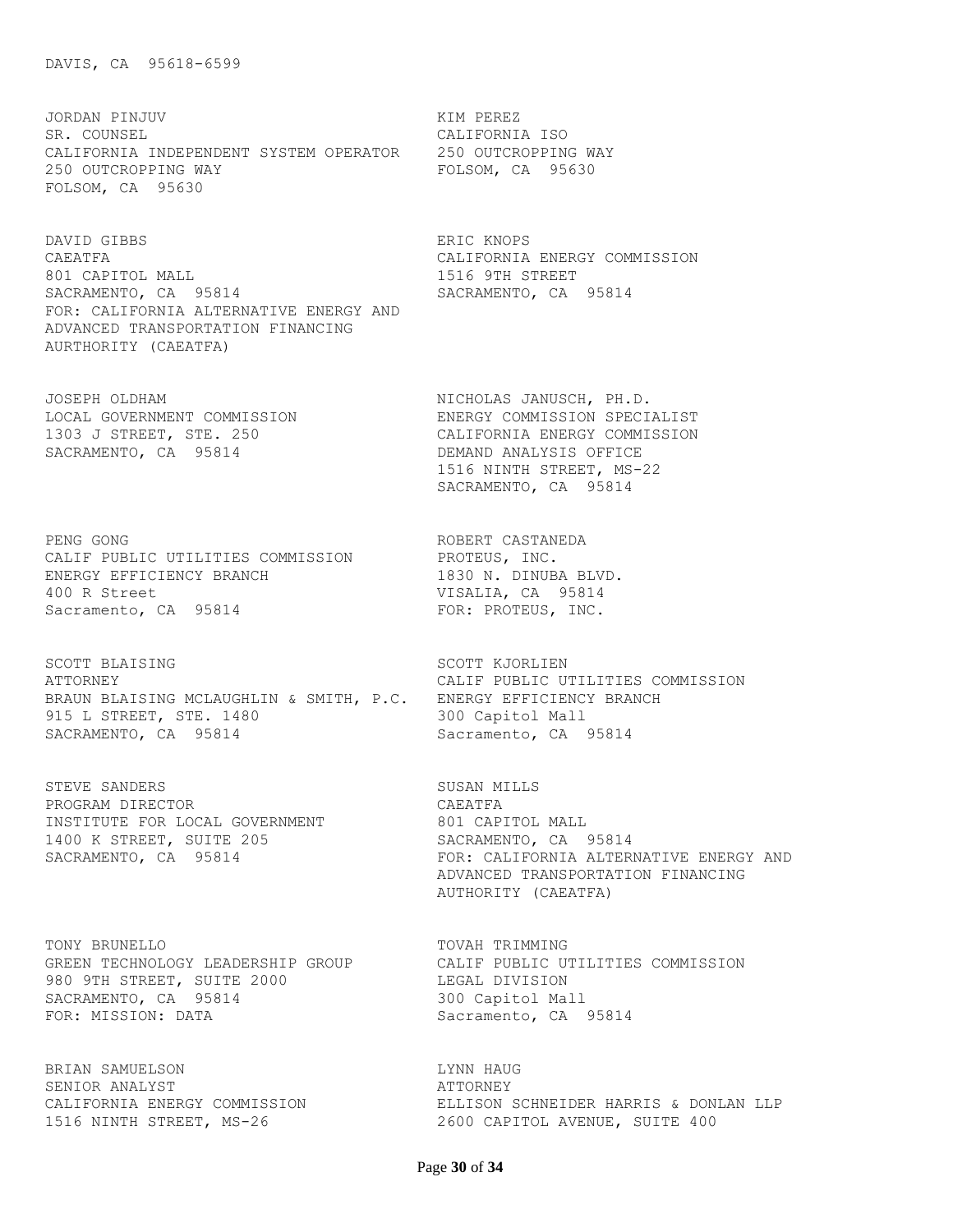DAVIS, CA 95618-6599

JORDAN PINJUV
SR. COUNSEL
CALIFORNIA INDEPENDENT SYSTEM OPERATOR
250 OUTCROPPING WAY
FOLSOM, CA 95630

KIM PEREZ
CALIFORNIA ISO
250 OUTCROPPING WAY
FOLSOM, CA 95630

DAVID GIBBS
CAEATFA
801 CAPITOL MALL
SACRAMENTO, CA 95814
FOR: CALIFORNIA ALTERNATIVE ENERGY AND ADVANCED TRANSPORTATION FINANCING AURTHORITY (CAEATFA)

ERIC KNOPS
CALIFORNIA ENERGY COMMISSION
1516 9TH STREET
SACRAMENTO, CA 95814

JOSEPH OLDHAM
LOCAL GOVERNMENT COMMISSION
1303 J STREET, STE. 250
SACRAMENTO, CA 95814

NICHOLAS JANUSCH, PH.D.
ENERGY COMMISSION SPECIALIST
CALIFORNIA ENERGY COMMISSION
DEMAND ANALYSIS OFFICE
1516 NINTH STREET, MS-22
SACRAMENTO, CA 95814

PENG GONG
CALIF PUBLIC UTILITIES COMMISSION
ENERGY EFFICIENCY BRANCH
400 R Street
Sacramento, CA 95814

ROBERT CASTANEDA
PROTEUS, INC.
1830 N. DINUBA BLVD.
VISALIA, CA 95814
FOR: PROTEUS, INC.

SCOTT BLAISING
ATTORNEY
BRAUN BLAISING MCLAUGHLIN & SMITH, P.C.
915 L STREET, STE. 1480
SACRAMENTO, CA 95814

SCOTT KJORLIEN
CALIF PUBLIC UTILITIES COMMISSION
ENERGY EFFICIENCY BRANCH
300 Capitol Mall
Sacramento, CA 95814

STEVE SANDERS
PROGRAM DIRECTOR
INSTITUTE FOR LOCAL GOVERNMENT
1400 K STREET, SUITE 205
SACRAMENTO, CA 95814

SUSAN MILLS
CAEATFA
801 CAPITOL MALL
SACRAMENTO, CA 95814
FOR: CALIFORNIA ALTERNATIVE ENERGY AND ADVANCED TRANSPORTATION FINANCING AUTHORITY (CAEATFA)

TONY BRUNELLO
GREEN TECHNOLOGY LEADERSHIP GROUP
980 9TH STREET, SUITE 2000
SACRAMENTO, CA 95814
FOR: MISSION: DATA

TOVAH TRIMMING
CALIF PUBLIC UTILITIES COMMISSION
LEGAL DIVISION
300 Capitol Mall
Sacramento, CA 95814

BRIAN SAMUELSON
SENIOR ANALYST
CALIFORNIA ENERGY COMMISSION
1516 NINTH STREET, MS-26

LYNN HAUG
ATTORNEY
ELLISON SCHNEIDER HARRIS & DONLAN LLP
2600 CAPITOL AVENUE, SUITE 400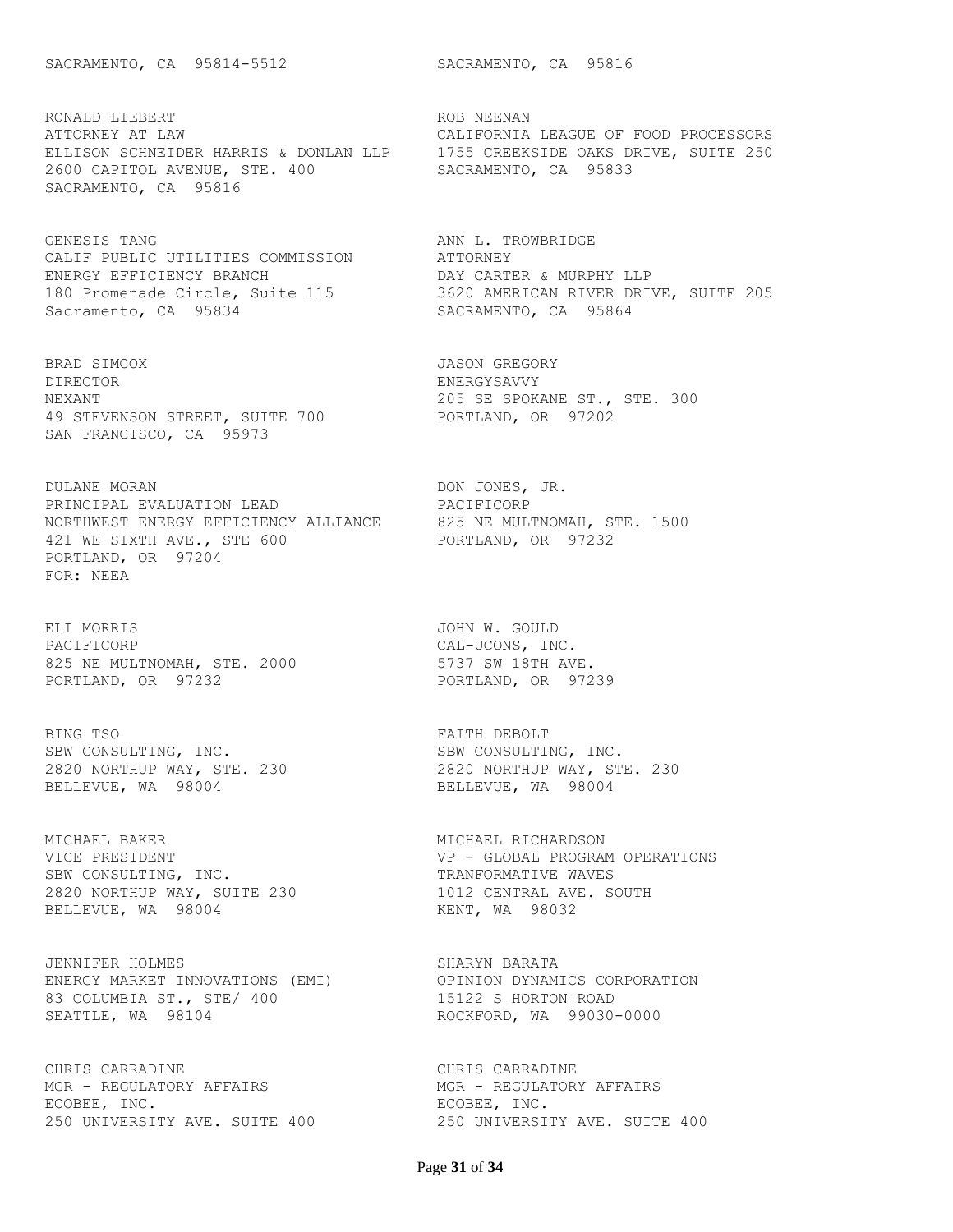SACRAMENTO, CA 95814-5512

SACRAMENTO, CA 95816

RONALD LIEBERT
ATTORNEY AT LAW
ELLISON SCHNEIDER HARRIS & DONLAN LLP
2600 CAPITOL AVENUE, STE. 400
SACRAMENTO, CA 95816

ROB NEENAN
CALIFORNIA LEAGUE OF FOOD PROCESSORS
1755 CREEKSIDE OAKS DRIVE, SUITE 250
SACRAMENTO, CA 95833

GENESIS TANG
CALIF PUBLIC UTILITIES COMMISSION
ENERGY EFFICIENCY BRANCH
180 Promenade Circle, Suite 115
Sacramento, CA 95834

ANN L. TROWBRIDGE
ATTORNEY
DAY CARTER & MURPHY LLP
3620 AMERICAN RIVER DRIVE, SUITE 205
SACRAMENTO, CA 95864

BRAD SIMCOX
DIRECTOR
NEXANT
49 STEVENSON STREET, SUITE 700
SAN FRANCISCO, CA 95973

JASON GREGORY
ENERGYSAVVY
205 SE SPOKANE ST., STE. 300
PORTLAND, OR 97202

DULANE MORAN
PRINCIPAL EVALUATION LEAD
NORTHWEST ENERGY EFFICIENCY ALLIANCE
421 WE SIXTH AVE., STE 600
PORTLAND, OR 97204
FOR: NEEA

DON JONES, JR.
PACIFICORP
825 NE MULTNOMAH, STE. 1500
PORTLAND, OR 97232

ELI MORRIS
PACIFICORP
825 NE MULTNOMAH, STE. 2000
PORTLAND, OR 97232

JOHN W. GOULD
CAL-UCONS, INC.
5737 SW 18TH AVE.
PORTLAND, OR 97239

BING TSO
SBW CONSULTING, INC.
2820 NORTHUP WAY, STE. 230
BELLEVUE, WA 98004

FAITH DEBOLT
SBW CONSULTING, INC.
2820 NORTHUP WAY, STE. 230
BELLEVUE, WA 98004

MICHAEL BAKER
VICE PRESIDENT
SBW CONSULTING, INC.
2820 NORTHUP WAY, SUITE 230
BELLEVUE, WA 98004

MICHAEL RICHARDSON
VP - GLOBAL PROGRAM OPERATIONS
TRANFORMATIVE WAVES
1012 CENTRAL AVE. SOUTH
KENT, WA 98032

JENNIFER HOLMES
ENERGY MARKET INNOVATIONS (EMI)
83 COLUMBIA ST., STE/ 400
SEATTLE, WA 98104

SHARYN BARATA
OPINION DYNAMICS CORPORATION
15122 S HORTON ROAD
ROCKFORD, WA 99030-0000

CHRIS CARRADINE
MGR - REGULATORY AFFAIRS
ECOBEE, INC.
250 UNIVERSITY AVE. SUITE 400

CHRIS CARRADINE
MGR - REGULATORY AFFAIRS
ECOBEE, INC.
250 UNIVERSITY AVE. SUITE 400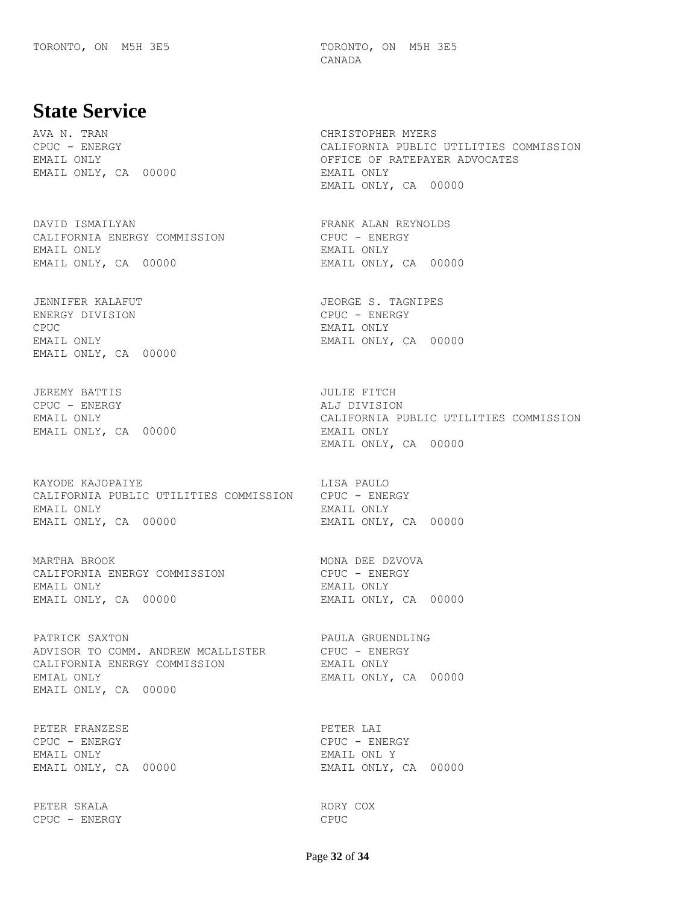TORONTO, ON  M5H 3E5

TORONTO, ON  M5H 3E5
CANADA

## State Service

AVA N. TRAN
CPUC - ENERGY
EMAIL ONLY
EMAIL ONLY, CA  00000

CHRISTOPHER MYERS
CALIFORNIA PUBLIC UTILITIES COMMISSION
OFFICE OF RATEPAYER ADVOCATES
EMAIL ONLY
EMAIL ONLY, CA  00000

DAVID ISMAILYAN
CALIFORNIA ENERGY COMMISSION
EMAIL ONLY
EMAIL ONLY, CA  00000

FRANK ALAN REYNOLDS
CPUC - ENERGY
EMAIL ONLY
EMAIL ONLY, CA  00000

JENNIFER KALAFUT
ENERGY DIVISION
CPUC
EMAIL ONLY
EMAIL ONLY, CA  00000

JEORGE S. TAGNIPES
CPUC - ENERGY
EMAIL ONLY
EMAIL ONLY, CA  00000

JEREMY BATTIS
CPUC - ENERGY
EMAIL ONLY
EMAIL ONLY, CA  00000

JULIE FITCH
ALJ DIVISION
CALIFORNIA PUBLIC UTILITIES COMMISSION
EMAIL ONLY
EMAIL ONLY, CA  00000

KAYODE KAJOPAIYE
CALIFORNIA PUBLIC UTILITIES COMMISSION
EMAIL ONLY
EMAIL ONLY, CA  00000

LISA PAULO
CPUC - ENERGY
EMAIL ONLY
EMAIL ONLY, CA  00000

MARTHA BROOK
CALIFORNIA ENERGY COMMISSION
EMAIL ONLY
EMAIL ONLY, CA  00000

MONA DEE DZVOVA
CPUC - ENERGY
EMAIL ONLY
EMAIL ONLY, CA  00000

PATRICK SAXTON
ADVISOR TO COMM. ANDREW MCALLISTER
CALIFORNIA ENERGY COMMISSION
EMIAL ONLY
EMAIL ONLY, CA  00000

PAULA GRUENDLING
CPUC - ENERGY
EMAIL ONLY
EMAIL ONLY, CA  00000

PETER FRANZESE
CPUC - ENERGY
EMAIL ONLY
EMAIL ONLY, CA  00000

PETER LAI
CPUC - ENERGY
EMAIL ONL Y
EMAIL ONLY, CA  00000

PETER SKALA
CPUC - ENERGY

RORY COX
CPUC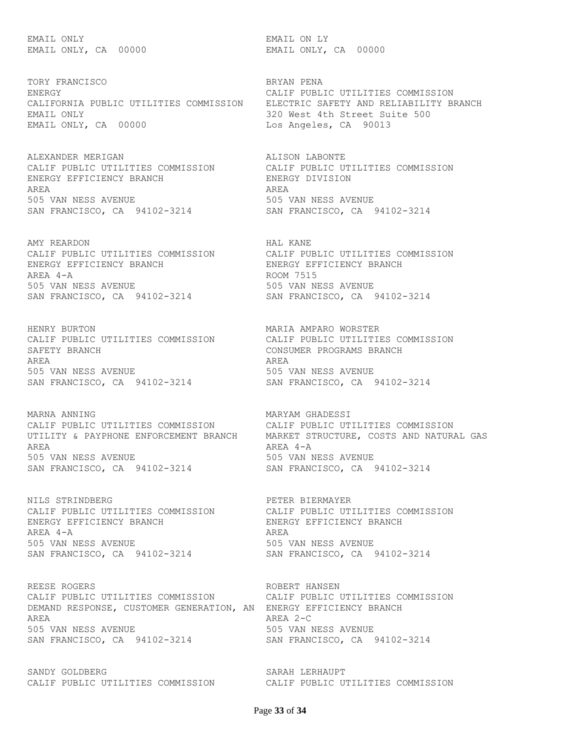EMAIL ONLY
EMAIL ONLY, CA 00000

EMAIL ON LY
EMAIL ONLY, CA 00000

TORY FRANCISCO
ENERGY
CALIFORNIA PUBLIC UTILITIES COMMISSION
EMAIL ONLY
EMAIL ONLY, CA 00000

BRYAN PENA
CALIF PUBLIC UTILITIES COMMISSION
ELECTRIC SAFETY AND RELIABILITY BRANCH
320 West 4th Street Suite 500
Los Angeles, CA 90013

ALEXANDER MERIGAN
CALIF PUBLIC UTILITIES COMMISSION
ENERGY EFFICIENCY BRANCH
AREA
505 VAN NESS AVENUE
SAN FRANCISCO, CA 94102-3214

ALISON LABONTE
CALIF PUBLIC UTILITIES COMMISSION
ENERGY DIVISION
AREA
505 VAN NESS AVENUE
SAN FRANCISCO, CA 94102-3214

AMY REARDON
CALIF PUBLIC UTILITIES COMMISSION
ENERGY EFFICIENCY BRANCH
AREA 4-A
505 VAN NESS AVENUE
SAN FRANCISCO, CA 94102-3214

HAL KANE
CALIF PUBLIC UTILITIES COMMISSION
ENERGY EFFICIENCY BRANCH
ROOM 7515
505 VAN NESS AVENUE
SAN FRANCISCO, CA 94102-3214

HENRY BURTON
CALIF PUBLIC UTILITIES COMMISSION
SAFETY BRANCH
AREA
505 VAN NESS AVENUE
SAN FRANCISCO, CA 94102-3214

MARIA AMPARO WORSTER
CALIF PUBLIC UTILITIES COMMISSION
CONSUMER PROGRAMS BRANCH
AREA
505 VAN NESS AVENUE
SAN FRANCISCO, CA 94102-3214

MARNA ANNING
CALIF PUBLIC UTILITIES COMMISSION
UTILITY & PAYPHONE ENFORCEMENT BRANCH
AREA
505 VAN NESS AVENUE
SAN FRANCISCO, CA 94102-3214

MARYAM GHADESSI
CALIF PUBLIC UTILITIES COMMISSION
MARKET STRUCTURE, COSTS AND NATURAL GAS
AREA 4-A
505 VAN NESS AVENUE
SAN FRANCISCO, CA 94102-3214

NILS STRINDBERG
CALIF PUBLIC UTILITIES COMMISSION
ENERGY EFFICIENCY BRANCH
AREA 4-A
505 VAN NESS AVENUE
SAN FRANCISCO, CA 94102-3214

PETER BIERMAYER
CALIF PUBLIC UTILITIES COMMISSION
ENERGY EFFICIENCY BRANCH
AREA
505 VAN NESS AVENUE
SAN FRANCISCO, CA 94102-3214

REESE ROGERS
CALIF PUBLIC UTILITIES COMMISSION
DEMAND RESPONSE, CUSTOMER GENERATION, AN
AREA
505 VAN NESS AVENUE
SAN FRANCISCO, CA 94102-3214

ROBERT HANSEN
CALIF PUBLIC UTILITIES COMMISSION
ENERGY EFFICIENCY BRANCH
AREA 2-C
505 VAN NESS AVENUE
SAN FRANCISCO, CA 94102-3214

SANDY GOLDBERG
CALIF PUBLIC UTILITIES COMMISSION

SARAH LERHAUPT
CALIF PUBLIC UTILITIES COMMISSION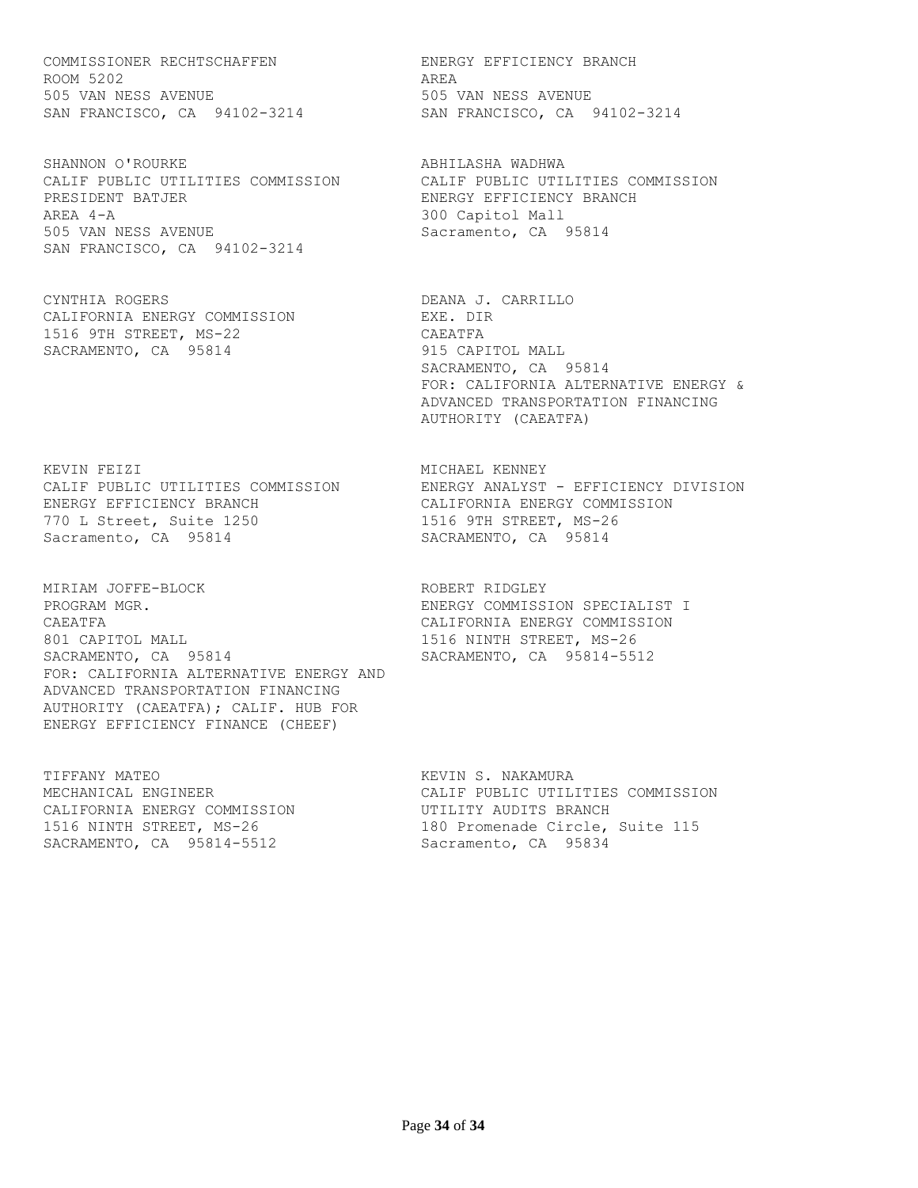COMMISSIONER RECHTSCHAFFEN
ROOM 5202
505 VAN NESS AVENUE
SAN FRANCISCO, CA 94102-3214

ENERGY EFFICIENCY BRANCH
AREA
505 VAN NESS AVENUE
SAN FRANCISCO, CA 94102-3214

SHANNON O'ROURKE
CALIF PUBLIC UTILITIES COMMISSION
PRESIDENT BATJER
AREA 4-A
505 VAN NESS AVENUE
SAN FRANCISCO, CA 94102-3214

ABHILASHA WADHWA
CALIF PUBLIC UTILITIES COMMISSION
ENERGY EFFICIENCY BRANCH
300 Capitol Mall
Sacramento, CA 95814

CYNTHIA ROGERS
CALIFORNIA ENERGY COMMISSION
1516 9TH STREET, MS-22
SACRAMENTO, CA 95814

DEANA J. CARRILLO
EXE. DIR
CAEATFA
915 CAPITOL MALL
SACRAMENTO, CA 95814
FOR: CALIFORNIA ALTERNATIVE ENERGY & ADVANCED TRANSPORTATION FINANCING AUTHORITY (CAEATFA)

KEVIN FEIZI
CALIF PUBLIC UTILITIES COMMISSION
ENERGY EFFICIENCY BRANCH
770 L Street, Suite 1250
Sacramento, CA 95814

MICHAEL KENNEY
ENERGY ANALYST - EFFICIENCY DIVISION
CALIFORNIA ENERGY COMMISSION
1516 9TH STREET, MS-26
SACRAMENTO, CA 95814

MIRIAM JOFFE-BLOCK
PROGRAM MGR.
CAEATFA
801 CAPITOL MALL
SACRAMENTO, CA 95814
FOR: CALIFORNIA ALTERNATIVE ENERGY AND ADVANCED TRANSPORTATION FINANCING AUTHORITY (CAEATFA); CALIF. HUB FOR ENERGY EFFICIENCY FINANCE (CHEEF)

ROBERT RIDGLEY
ENERGY COMMISSION SPECIALIST I
CALIFORNIA ENERGY COMMISSION
1516 NINTH STREET, MS-26
SACRAMENTO, CA 95814-5512

TIFFANY MATEO
MECHANICAL ENGINEER
CALIFORNIA ENERGY COMMISSION
1516 NINTH STREET, MS-26
SACRAMENTO, CA 95814-5512

KEVIN S. NAKAMURA
CALIF PUBLIC UTILITIES COMMISSION
UTILITY AUDITS BRANCH
180 Promenade Circle, Suite 115
Sacramento, CA 95834